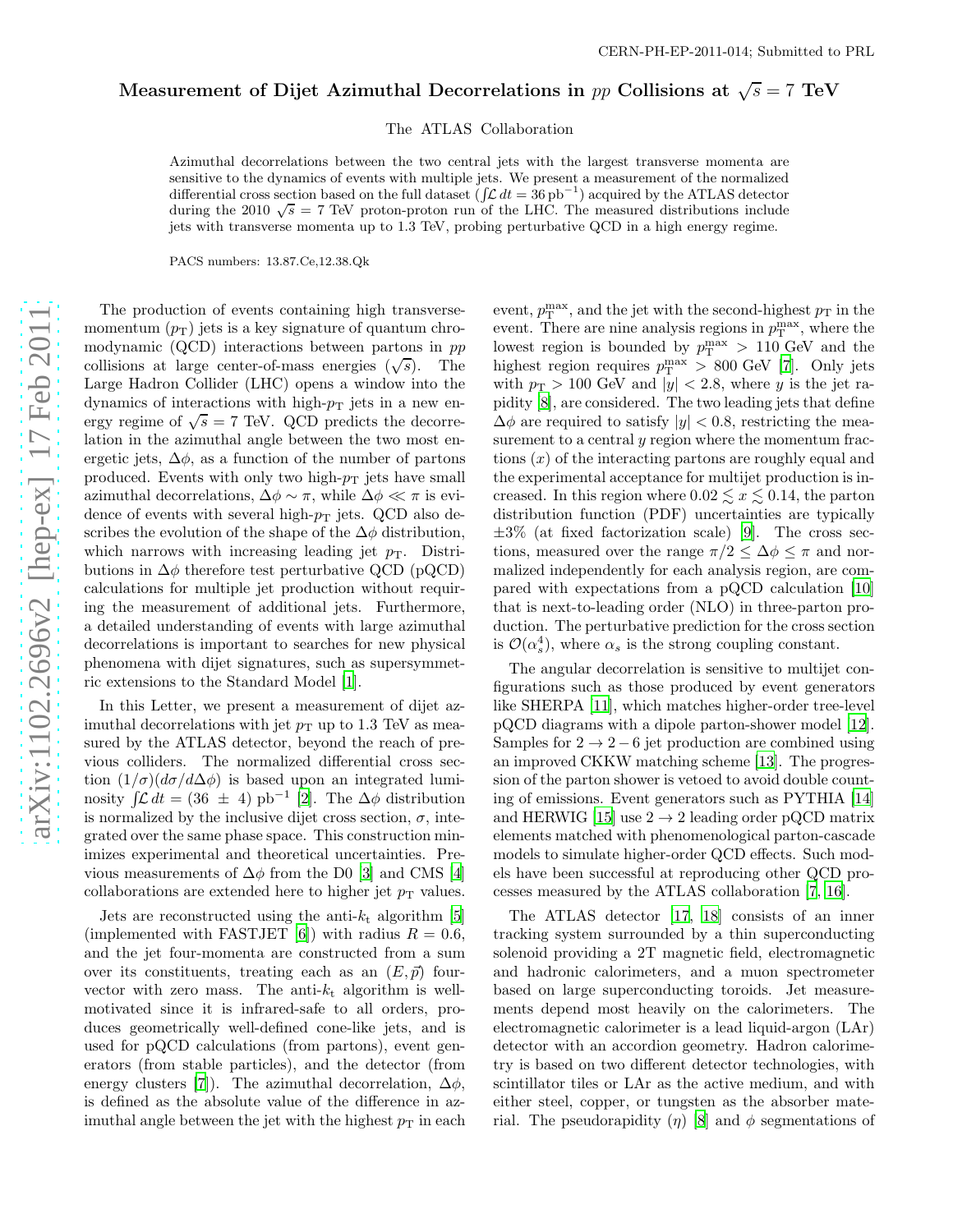CERN-PH-EP-2011-014; Submitted to PRL

# Measurement of Dijet Azimuthal Decorrelations in $pp$ Collisions at $\sqrt{s} = 7$ TeV

The ATLAS Collaboration

Azimuthal decorrelations between the two central jets with the largest transverse momenta are sensitive to the dynamics of events with multiple jets. We present a measurement of the normalized differential cross section based on the full dataset ($\int \mathcal{L}\,dt = 36\,\text{pb}^{-1}$) acquired by the ATLAS detector during the 2010 $\sqrt{s} = 7$ TeV proton-proton run of the LHC. The measured distributions include jets with transverse momenta up to 1.3 TeV, probing perturbative QCD in a high energy regime.

PACS numbers: 13.87.Ce,12.38.Qk

The production of events containing high transverse-momentum ($p_T$) jets is a key signature of quantum chromodynamic (QCD) interactions between partons in $pp$ collisions at large center-of-mass energies ($\sqrt{s}$). The Large Hadron Collider (LHC) opens a window into the dynamics of interactions with high-$p_T$ jets in a new energy regime of $\sqrt{s} = 7$ TeV. QCD predicts the decorrelation in the azimuthal angle between the two most energetic jets, $\Delta\phi$, as a function of the number of partons produced. Events with only two high-$p_T$ jets have small azimuthal decorrelations, $\Delta\phi \sim \pi$, while $\Delta\phi \ll \pi$ is evidence of events with several high-$p_T$ jets. QCD also describes the evolution of the shape of the $\Delta\phi$ distribution, which narrows with increasing leading jet $p_T$. Distributions in $\Delta\phi$ therefore test perturbative QCD (pQCD) calculations for multiple jet production without requiring the measurement of additional jets. Furthermore, a detailed understanding of events with large azimuthal decorrelations is important to searches for new physical phenomena with dijet signatures, such as supersymmetric extensions to the Standard Model [1].

In this Letter, we present a measurement of dijet azimuthal decorrelations with jet $p_T$ up to 1.3 TeV as measured by the ATLAS detector, beyond the reach of previous colliders. The normalized differential cross section $(1/\sigma)(d\sigma/d\Delta\phi)$ is based upon an integrated luminosity $\int \mathcal{L}\,dt = (36 \pm 4)\ \text{pb}^{-1}$ [2]. The $\Delta\phi$ distribution is normalized by the inclusive dijet cross section, $\sigma$, integrated over the same phase space. This construction minimizes experimental and theoretical uncertainties. Previous measurements of $\Delta\phi$ from the D0 [3] and CMS [4] collaborations are extended here to higher jet $p_T$ values.

Jets are reconstructed using the anti-$k_t$ algorithm [5] (implemented with FASTJET [6]) with radius $R = 0.6$, and the jet four-momenta are constructed from a sum over its constituents, treating each as an $(E, \vec{p})$ four-vector with zero mass. The anti-$k_t$ algorithm is well-motivated since it is infrared-safe to all orders, produces geometrically well-defined cone-like jets, and is used for pQCD calculations (from partons), event generators (from stable particles), and the detector (from energy clusters [7]). The azimuthal decorrelation, $\Delta\phi$, is defined as the absolute value of the difference in azimuthal angle between the jet with the highest $p_T$ in each event, $p_T^{\max}$, and the jet with the second-highest $p_T$ in the event. There are nine analysis regions in $p_T^{\max}$, where the lowest region is bounded by $p_T^{\max} > 110$ GeV and the highest region requires $p_T^{\max} > 800$ GeV [7]. Only jets with $p_T > 100$ GeV and $|y| < 2.8$, where $y$ is the jet rapidity [8], are considered. The two leading jets that define $\Delta\phi$ are required to satisfy $|y| < 0.8$, restricting the measurement to a central $y$ region where the momentum fractions ($x$) of the interacting partons are roughly equal and the experimental acceptance for multijet production is increased. In this region where $0.02 \lesssim x \lesssim 0.14$, the parton distribution function (PDF) uncertainties are typically $\pm 3\%$ (at fixed factorization scale) [9]. The cross sections, measured over the range $\pi/2 \leq \Delta\phi \leq \pi$ and normalized independently for each analysis region, are compared with expectations from a pQCD calculation [10] that is next-to-leading order (NLO) in three-parton production. The perturbative prediction for the cross section is $\mathcal{O}(\alpha_s^4)$, where $\alpha_s$ is the strong coupling constant.

The angular decorrelation is sensitive to multijet configurations such as those produced by event generators like SHERPA [11], which matches higher-order tree-level pQCD diagrams with a dipole parton-shower model [12]. Samples for $2 \to 2-6$ jet production are combined using an improved CKKW matching scheme [13]. The progression of the parton shower is vetoed to avoid double counting of emissions. Event generators such as PYTHIA [14] and HERWIG [15] use $2 \to 2$ leading order pQCD matrix elements matched with phenomenological parton-cascade models to simulate higher-order QCD effects. Such models have been successful at reproducing other QCD processes measured by the ATLAS collaboration [7, 16].

The ATLAS detector [17, 18] consists of an inner tracking system surrounded by a thin superconducting solenoid providing a 2T magnetic field, electromagnetic and hadronic calorimeters, and a muon spectrometer based on large superconducting toroids. Jet measurements depend most heavily on the calorimeters. The electromagnetic calorimeter is a lead liquid-argon (LAr) detector with an accordion geometry. Hadron calorimetry is based on two different detector technologies, with scintillator tiles or LAr as the active medium, and with either steel, copper, or tungsten as the absorber material. The pseudorapidity ($\eta$) [8] and $\phi$ segmentations of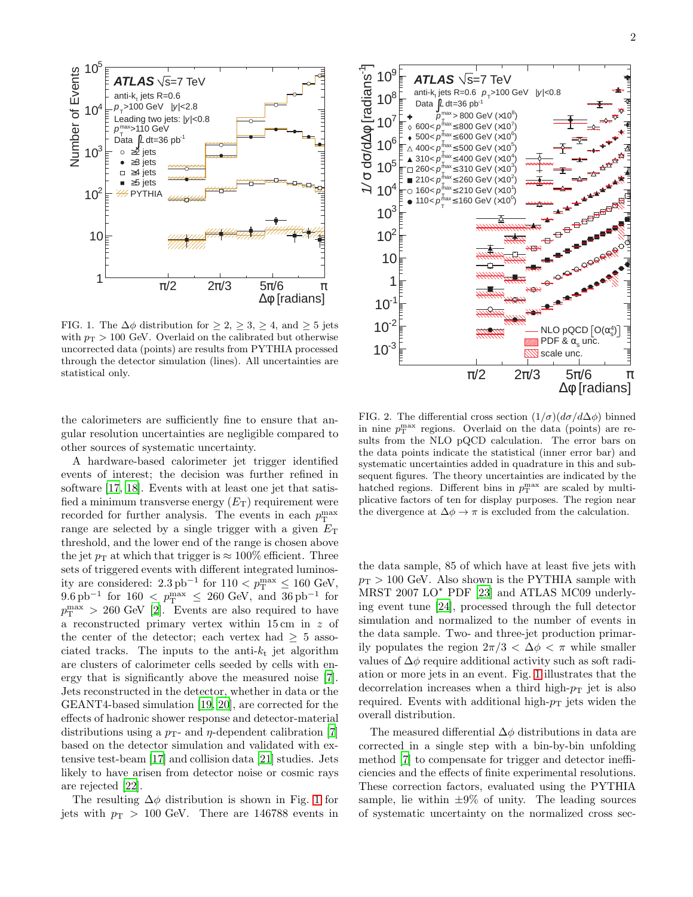FIG. 1. The $\Delta\phi$ distribution for $\geq 2$, $\geq 3$, $\geq 4$, and $\geq 5$ jets with $p_T > 100$ GeV. Overlaid on the calibrated but otherwise uncorrected data (points) are results from PYTHIA processed through the detector simulation (lines). All uncertainties are statistical only.

FIG. 2. The differential cross section $(1/\sigma)(d\sigma/d\Delta\phi)$ binned in nine $p_T^{max}$ regions. Overlaid on the data (points) are results from the NLO pQCD calculation. The error bars on the data points indicate the statistical (inner error bar) and systematic uncertainties added in quadrature in this and subsequent figures. The theory uncertainties are indicated by the hatched regions. Different bins in $p_T^{max}$ are scaled by multiplicative factors of ten for display purposes. The region near the divergence at $\Delta\phi \to \pi$ is excluded from the calculation.

the calorimeters are sufficiently fine to ensure that angular resolution uncertainties are negligible compared to other sources of systematic uncertainty.

A hardware-based calorimeter jet trigger identified events of interest; the decision was further refined in software [17, 18]. Events with at least one jet that satisfied a minimum transverse energy ($E_T$) requirement were recorded for further analysis. The events in each $p_T^{max}$ range are selected by a single trigger with a given $E_T$ threshold, and the lower end of the range is chosen above the jet $p_T$ at which that trigger is $\approx 100\%$ efficient. Three sets of triggered events with different integrated luminosity are considered: $2.3\,\text{pb}^{-1}$ for $110 < p_T^{max} \leq 160$ GeV, $9.6\,\text{pb}^{-1}$ for $160 < p_T^{max} \leq 260$ GeV, and $36\,\text{pb}^{-1}$ for $p_T^{max} > 260$ GeV [2]. Events are also required to have a reconstructed primary vertex within 15 cm in $z$ of the center of the detector; each vertex had $\geq 5$ associated tracks. The inputs to the anti-$k_t$ jet algorithm are clusters of calorimeter cells seeded by cells with energy that is significantly above the measured noise [7]. Jets reconstructed in the detector, whether in data or the GEANT4-based simulation [19, 20], are corrected for the effects of hadronic shower response and detector-material distributions using a $p_T$- and $\eta$-dependent calibration [7] based on the detector simulation and validated with extensive test-beam [17] and collision data [21] studies. Jets likely to have arisen from detector noise or cosmic rays are rejected [22].

The resulting $\Delta\phi$ distribution is shown in Fig. 1 for jets with $p_T > 100$ GeV. There are 146788 events in the data sample, 85 of which have at least five jets with $p_T > 100$ GeV. Also shown is the PYTHIA sample with MRST 2007 LO* PDF [23] and ATLAS MC09 underlying event tune [24], processed through the full detector simulation and normalized to the number of events in the data sample. Two- and three-jet production primarily populates the region $2\pi/3 < \Delta\phi < \pi$ while smaller values of $\Delta\phi$ require additional activity such as soft radiation or more jets in an event. Fig. 1 illustrates that the decorrelation increases when a third high-$p_T$ jet is also required. Events with additional high-$p_T$ jets widen the overall distribution.

The measured differential $\Delta\phi$ distributions in data are corrected in a single step with a bin-by-bin unfolding method [7] to compensate for trigger and detector inefficiencies and the effects of finite experimental resolutions. These correction factors, evaluated using the PYTHIA sample, lie within $\pm 9\%$ of unity. The leading sources of systematic uncertainty on the normalized cross sec-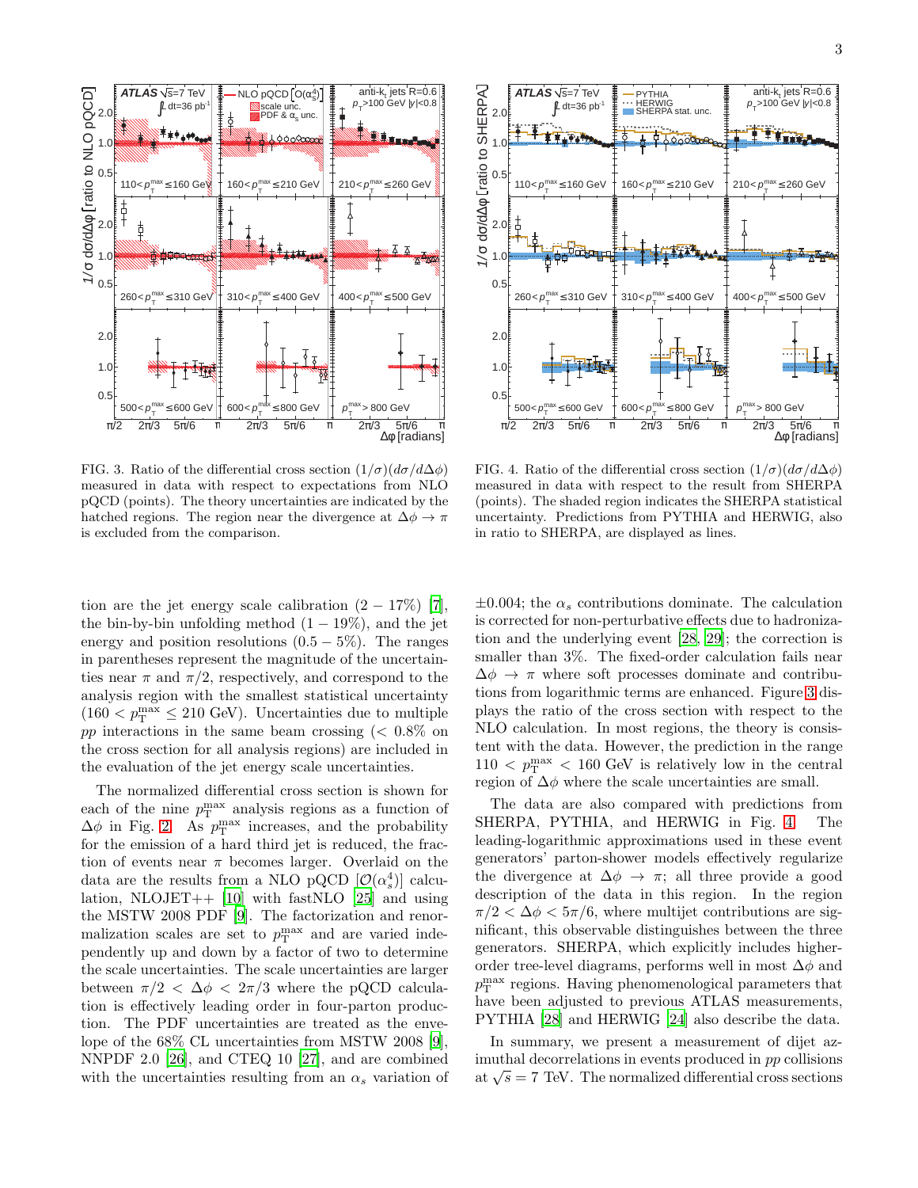FIG. 3. Ratio of the differential cross section $(1/\sigma)(d\sigma/d\Delta\phi)$ measured in data with respect to expectations from NLO pQCD (points). The theory uncertainties are indicated by the hatched regions. The region near the divergence at $\Delta\phi \to \pi$ is excluded from the comparison.

FIG. 4. Ratio of the differential cross section $(1/\sigma)(d\sigma/d\Delta\phi)$ measured in data with respect to the result from SHERPA (points). The shaded region indicates the SHERPA statistical uncertainty. Predictions from PYTHIA and HERWIG, also in ratio to SHERPA, are displayed as lines.

tion are the jet energy scale calibration ($2-17\%$) [7], the bin-by-bin unfolding method ($1-19\%$), and the jet energy and position resolutions ($0.5-5\%$). The ranges in parentheses represent the magnitude of the uncertainties near $\pi$ and $\pi/2$, respectively, and correspond to the analysis region with the smallest statistical uncertainty ($160 < p_{\rm T}^{\rm max} \leq 210$ GeV). Uncertainties due to multiple $pp$ interactions in the same beam crossing ($< 0.8\%$ on the cross section for all analysis regions) are included in the evaluation of the jet energy scale uncertainties.

The normalized differential cross section is shown for each of the nine $p_{\rm T}^{\rm max}$ analysis regions as a function of $\Delta\phi$ in Fig. 2. As $p_{\rm T}^{\rm max}$ increases, and the probability for the emission of a hard third jet is reduced, the fraction of events near $\pi$ becomes larger. Overlaid on the data are the results from a NLO pQCD [$\mathcal{O}(\alpha_s^4)$] calculation, NLOJET++ [10] with fastNLO [25] and using the MSTW 2008 PDF [9]. The factorization and renormalization scales are set to $p_{\rm T}^{\rm max}$ and are varied independently up and down by a factor of two to determine the scale uncertainties. The scale uncertainties are larger between $\pi/2 < \Delta\phi < 2\pi/3$ where the pQCD calculation is effectively leading order in four-parton production. The PDF uncertainties are treated as the envelope of the 68% CL uncertainties from MSTW 2008 [9], NNPDF 2.0 [26], and CTEQ 10 [27], and are combined with the uncertainties resulting from an $\alpha_s$ variation of $\pm 0.004$; the $\alpha_s$ contributions dominate. The calculation is corrected for non-perturbative effects due to hadronization and the underlying event [28, 29]; the correction is smaller than 3%. The fixed-order calculation fails near $\Delta\phi \to \pi$ where soft processes dominate and contributions from logarithmic terms are enhanced. Figure 3 displays the ratio of the cross section with respect to the NLO calculation. In most regions, the theory is consistent with the data. However, the prediction in the range $110 < p_{\rm T}^{\rm max} < 160$ GeV is relatively low in the central region of $\Delta\phi$ where the scale uncertainties are small.

The data are also compared with predictions from SHERPA, PYTHIA, and HERWIG in Fig. 4. The leading-logarithmic approximations used in these event generators' parton-shower models effectively regularize the divergence at $\Delta\phi \to \pi$; all three provide a good description of the data in this region. In the region $\pi/2 < \Delta\phi < 5\pi/6$, where multijet contributions are significant, this observable distinguishes between the three generators. SHERPA, which explicitly includes higher-order tree-level diagrams, performs well in most $\Delta\phi$ and $p_{\rm T}^{\rm max}$ regions. Having phenomenological parameters that have been adjusted to previous ATLAS measurements, PYTHIA [28] and HERWIG [24] also describe the data.

In summary, we present a measurement of dijet azimuthal decorrelations in events produced in $pp$ collisions at $\sqrt{s} = 7$ TeV. The normalized differential cross sections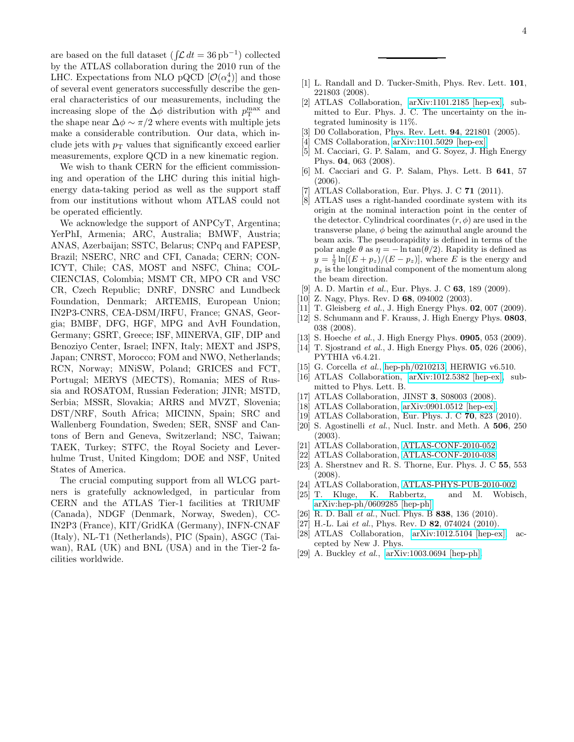are based on the full dataset ($\int \mathcal{L}\, dt = 36\,\mathrm{pb}^{-1}$) collected by the ATLAS collaboration during the 2010 run of the LHC. Expectations from NLO pQCD [$\mathcal{O}(\alpha_s^4)$] and those of several event generators successfully describe the general characteristics of our measurements, including the increasing slope of the $\Delta\phi$ distribution with $p_{\mathrm{T}}^{\mathrm{max}}$ and the shape near $\Delta\phi \sim \pi/2$ where events with multiple jets make a considerable contribution. Our data, which include jets with $p_{\mathrm{T}}$ values that significantly exceed earlier measurements, explore QCD in a new kinematic region.

We wish to thank CERN for the efficient commissioning and operation of the LHC during this initial high-energy data-taking period as well as the support staff from our institutions without whom ATLAS could not be operated efficiently.

We acknowledge the support of ANPCyT, Argentina; YerPhI, Armenia; ARC, Australia; BMWF, Austria; ANAS, Azerbaijan; SSTC, Belarus; CNPq and FAPESP, Brazil; NSERC, NRC and CFI, Canada; CERN; CONICYT, Chile; CAS, MOST and NSFC, China; COLCIENCIAS, Colombia; MSMT CR, MPO CR and VSC CR, Czech Republic; DNRF, DNSRC and Lundbeck Foundation, Denmark; ARTEMIS, European Union; IN2P3-CNRS, CEA-DSM/IRFU, France; GNAS, Georgia; BMBF, DFG, HGF, MPG and AvH Foundation, Germany; GSRT, Greece; ISF, MINERVA, GIF, DIP and Benoziyo Center, Israel; INFN, Italy; MEXT and JSPS, Japan; CNRST, Morocco; FOM and NWO, Netherlands; RCN, Norway; MNiSW, Poland; GRICES and FCT, Portugal; MERYS (MECTS), Romania; MES of Russia and ROSATOM, Russian Federation; JINR; MSTD, Serbia; MSSR, Slovakia; ARRS and MVZT, Slovenia; DST/NRF, South Africa; MICINN, Spain; SRC and Wallenberg Foundation, Sweden; SER, SNSF and Cantons of Bern and Geneva, Switzerland; NSC, Taiwan; TAEK, Turkey; STFC, the Royal Society and Leverhulme Trust, United Kingdom; DOE and NSF, United States of America.

The crucial computing support from all WLCG partners is gratefully acknowledged, in particular from CERN and the ATLAS Tier-1 facilities at TRIUMF (Canada), NDGF (Denmark, Norway, Sweden), CC-IN2P3 (France), KIT/GridKA (Germany), INFN-CNAF (Italy), NL-T1 (Netherlands), PIC (Spain), ASGC (Taiwan), RAL (UK) and BNL (USA) and in the Tier-2 facilities worldwide.

---

[1] L. Randall and D. Tucker-Smith, Phys. Rev. Lett. **101**, 221803 (2008).

[2] ATLAS Collaboration, arXiv:1101.2185 [hep-ex], submitted to Eur. Phys. J. C. The uncertainty on the integrated luminosity is 11%.

[3] D0 Collaboration, Phys. Rev. Lett. **94**, 221801 (2005).

[4] CMS Collaboration, arXiv:1101.5029 [hep-ex].

[5] M. Cacciari, G. P. Salam, and G. Soyez, J. High Energy Phys. **04**, 063 (2008).

[6] M. Cacciari and G. P. Salam, Phys. Lett. B **641**, 57 (2006).

[7] ATLAS Collaboration, Eur. Phys. J. C **71** (2011).

[8] ATLAS uses a right-handed coordinate system with its origin at the nominal interaction point in the center of the detector. Cylindrical coordinates $(r, \phi)$ are used in the transverse plane, $\phi$ being the azimuthal angle around the beam axis. The pseudorapidity is defined in terms of the polar angle $\theta$ as $\eta = -\ln\tan(\theta/2)$. Rapidity is defined as $y = \frac{1}{2}\ln[(E + p_z)/(E - p_z)]$, where $E$ is the energy and $p_z$ is the longitudinal component of the momentum along the beam direction.

[9] A. D. Martin *et al.*, Eur. Phys. J. C **63**, 189 (2009).

[10] Z. Nagy, Phys. Rev. D **68**, 094002 (2003).

[11] T. Gleisberg *et al.*, J. High Energy Phys. **02**, 007 (2009).

[12] S. Schumann and F. Krauss, J. High Energy Phys. **0803**, 038 (2008).

[13] S. Hoeche *et al.*, J. High Energy Phys. **0905**, 053 (2009).

[14] T. Sjostrand *et al.*, J. High Energy Phys. **05**, 026 (2006), PYTHIA v6.4.21.

[15] G. Corcella *et al.*, hep-ph/0210213, HERWIG v6.510.

[16] ATLAS Collaboration, arXiv:1012.5382 [hep-ex], submitted to Phys. Lett. B.

[17] ATLAS Collaboration, JINST **3**, S08003 (2008).

[18] ATLAS Collaboration, arXiv:0901.0512 [hep-ex].

[19] ATLAS Collaboration, Eur. Phys. J. C **70**, 823 (2010).

[20] S. Agostinelli *et al.*, Nucl. Instr. and Meth. A **506**, 250 (2003).

[21] ATLAS Collaboration, ATLAS-CONF-2010-052.

[22] ATLAS Collaboration, ATLAS-CONF-2010-038.

[23] A. Sherstnev and R. S. Thorne, Eur. Phys. J. C **55**, 553 (2008).

[24] ATLAS Collaboration, ATLAS-PHYS-PUB-2010-002.

[25] T. Kluge, K. Rabbertz, and M. Wobisch, arXiv:hep-ph/0609285 [hep-ph].

[26] R. D. Ball *et al.*, Nucl. Phys. B **838**, 136 (2010).

[27] H.-L. Lai *et al.*, Phys. Rev. D **82**, 074024 (2010).

[28] ATLAS Collaboration, arXiv:1012.5104 [hep-ex], accepted by New J. Phys.

[29] A. Buckley *et al.*, arXiv:1003.0694 [hep-ph].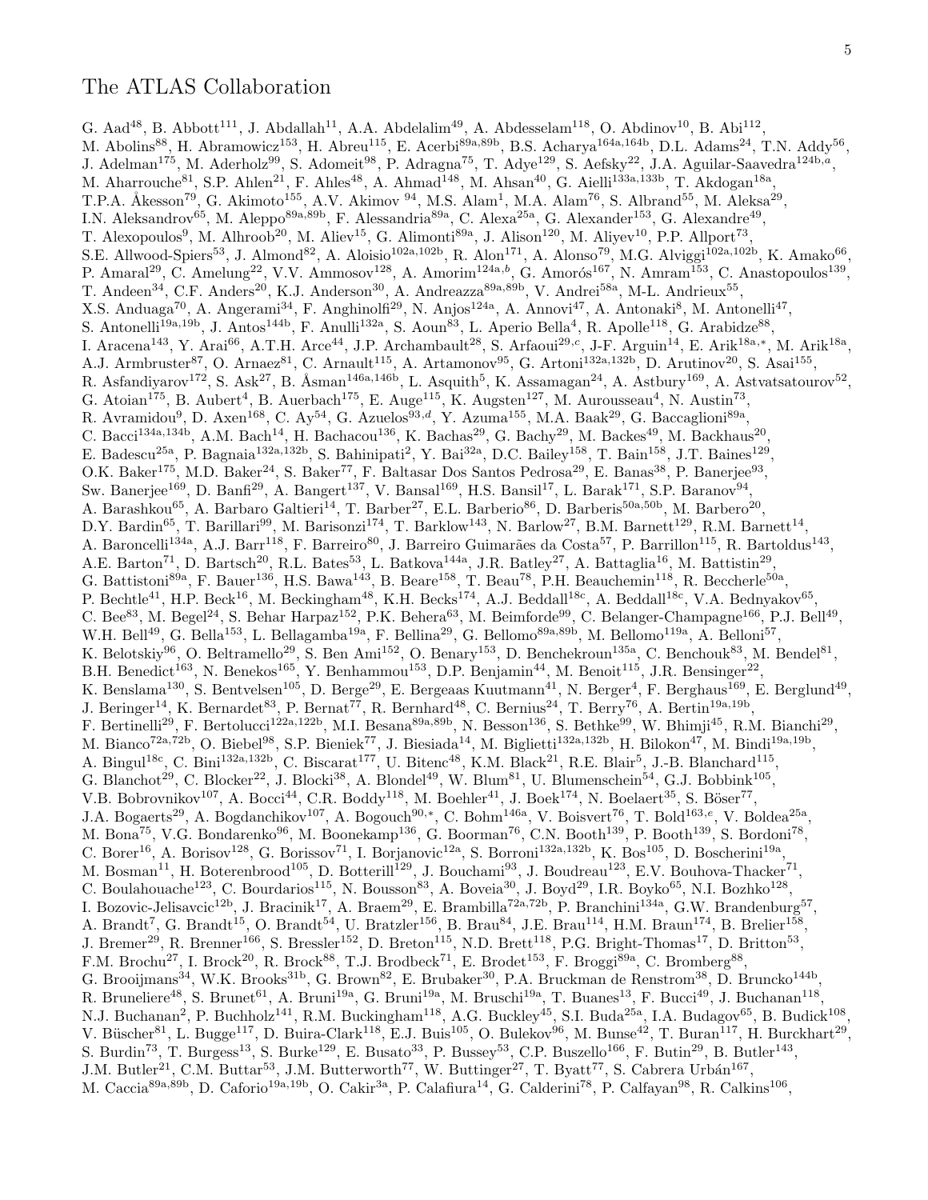# The ATLAS Collaboration

G. Aad[48], B. Abbott[111], J. Abdallah[11], A.A. Abdelalim[49], A. Abdesselam[118], O. Abdinov[10], B. Abi[112], M. Abolins[88], H. Abramowicz[153], H. Abreu[115], E. Acerbi[89a,89b], B.S. Acharya[164a,164b], D.L. Adams[24], T.N. Addy[56], J. Adelman[175], M. Aderholz[99], S. Adomeit[98], P. Adragna[75], T. Adye[129], S. Aefsky[22], J.A. Aguilar-Saavedra[124b,a], M. Aharrouche[81], S.P. Ahlen[21], F. Ahles[48], A. Ahmad[148], M. Ahsan[40], G. Aielli[133a,133b], T. Akdogan[18a], T.P.A. Åkesson[79], G. Akimoto[155], A.V. Akimov [94], M.S. Alam[1], M.A. Alam[76], S. Albrand[55], M. Aleksa[29], I.N. Aleksandrov[65], M. Aleppo[89a,89b], F. Alessandria[89a], C. Alexa[25a], G. Alexander[153], G. Alexandre[49], T. Alexopoulos[9], M. Alhroob[20], M. Aliev[15], G. Alimonti[89a], J. Alison[120], M. Aliyev[10], P.P. Allport[73], S.E. Allwood-Spiers[53], J. Almond[82], A. Aloisio[102a,102b], R. Alon[171], A. Alonso[79], M.G. Alviggi[102a,102b], K. Amako[66], P. Amaral[29], C. Amelung[22], V.V. Ammosov[128], A. Amorim[124a,b], G. Amorós[167], N. Amram[153], C. Anastopoulos[139], T. Andeen[34], C.F. Anders[20], K.J. Anderson[30], A. Andreazza[89a,89b], V. Andrei[58a], M-L. Andrieux[55], X.S. Anduaga[70], A. Angerami[34], F. Anghinolfi[29], N. Anjos[124a], A. Annovi[47], A. Antonaki[8], M. Antonelli[47], S. Antonelli[19a,19b], J. Antos[144b], F. Anulli[132a], S. Aoun[83], L. Aperio Bella[4], R. Apolle[118], G. Arabidze[88], I. Aracena[143], Y. Arai[66], A.T.H. Arce[44], J.P. Archambault[28], S. Arfaoui[29,c], J-F. Arguin[14], E. Arik[18a,*], M. Arik[18a], A.J. Armbruster[87], O. Arnaez[81], C. Arnault[115], A. Artamonov[95], G. Artoni[132a,132b], D. Arutinov[20], S. Asai[155], R. Asfandiyarov[172], S. Ask[27], B. Åsman[146a,146b], L. Asquith[5], K. Assamagan[24], A. Astbury[169], A. Astvatsatourov[52], G. Atoian[175], B. Aubert[4], B. Auerbach[175], E. Auge[115], K. Augsten[127], M. Aurousseau[4], N. Austin[73], R. Avramidou[9], D. Axen[168], C. Ay[54], G. Azuelos[93,d], Y. Azuma[155], M.A. Baak[29], G. Baccaglioni[89a], C. Bacci[134a,134b], A.M. Bach[14], H. Bachacou[136], K. Bachas[29], G. Bachy[29], M. Backes[49], M. Backhaus[20], E. Badescu[25a], P. Bagnaia[132a,132b], S. Bahinipati[2], Y. Bai[32a], D.C. Bailey[158], T. Bain[158], J.T. Baines[129], O.K. Baker[175], M.D. Baker[24], S. Baker[77], F. Baltasar Dos Santos Pedrosa[29], E. Banas[38], P. Banerjee[93], Sw. Banerjee[169], D. Banfi[29], A. Bangert[137], V. Bansal[169], H.S. Bansil[17], L. Barak[171], S.P. Baranov[94], A. Barashkou[65], A. Barbaro Galtieri[14], T. Barber[27], E.L. Barberio[86], D. Barberis[50a,50b], M. Barbero[20], D.Y. Bardin[65], T. Barillari[99], M. Barisonzi[174], T. Barklow[143], N. Barlow[27], B.M. Barnett[129], R.M. Barnett[14], A. Baroncelli[134a], A.J. Barr[118], F. Barreiro[80], J. Barreiro Guimarães da Costa[57], P. Barrillon[115], R. Bartoldus[143], A.E. Barton[71], D. Bartsch[20], R.L. Bates[53], L. Batkova[144a], J.R. Batley[27], A. Battaglia[16], M. Battistin[29], G. Battistoni[89a], F. Bauer[136], H.S. Bawa[143], B. Beare[158], T. Beau[78], P.H. Beauchemin[118], R. Beccherle[50a], P. Bechtle[41], H.P. Beck[16], M. Beckingham[48], K.H. Becks[174], A.J. Beddall[18c], A. Beddall[18c], V.A. Bednyakov[65], C. Bee[83], M. Begel[24], S. Behar Harpaz[152], P.K. Behera[63], M. Beimforde[99], C. Belanger-Champagne[166], P.J. Bell[49], W.H. Bell[49], G. Bella[153], L. Bellagamba[19a], F. Bellina[29], G. Bellomo[89a,89b], M. Bellomo[119a], A. Belloni[57], K. Belotskiy[96], O. Beltramello[29], S. Ben Ami[152], O. Benary[153], D. Benchekroun[135a], C. Benchouk[83], M. Bendel[81], B.H. Benedict[163], N. Benekos[165], Y. Benhammou[153], D.P. Benjamin[44], M. Benoit[115], J.R. Bensinger[22], K. Benslama[130], S. Bentvelsen[105], D. Berge[29], E. Bergeaas Kuutmann[41], N. Berger[4], F. Berghaus[169], E. Berglund[49], J. Beringer[14], K. Bernardet[83], P. Bernat[77], R. Bernhard[48], C. Bernius[24], T. Berry[76], A. Bertin[19a,19b], F. Bertinelli[29], F. Bertolucci[122a,122b], M.I. Besana[89a,89b], N. Besson[136], S. Bethke[99], W. Bhimji[45], R.M. Bianchi[29], M. Bianco[72a,72b], O. Biebel[98], S.P. Bieniek[77], J. Biesiada[14], M. Biglietti[132a,132b], H. Bilokon[47], M. Bindi[19a,19b], A. Bingul[18c], C. Bini[132a,132b], C. Biscarat[177], U. Bitenc[48], K.M. Black[21], R.E. Blair[5], J.-B. Blanchard[115], G. Blanchot[29], C. Blocker[22], J. Blocki[38], A. Blondel[49], W. Blum[81], U. Blumenschein[54], G.J. Bobbink[105], V.B. Bobrovnikov[107], A. Bocci[44], C.R. Boddy[118], M. Boehler[41], J. Boek[174], N. Boelaert[35], S. Böser[77], J.A. Bogaerts[29], A. Bogdanchikov[107], A. Bogouch[90,*], C. Bohm[146a], V. Boisvert[76], T. Bold[163,e], V. Boldea[25a], M. Bona[75], V.G. Bondarenko[96], M. Boonekamp[136], G. Boorman[76], C.N. Booth[139], P. Booth[139], S. Bordoni[78], C. Borer[16], A. Borisov[128], G. Borissov[71], I. Borjanovic[12a], S. Borroni[132a,132b], K. Bos[105], D. Boscherini[19a], M. Bosman[11], H. Boterenbrood[105], D. Botterill[129], J. Bouchami[93], J. Boudreau[123], E.V. Bouhova-Thacker[71], C. Boulahouache[123], C. Bourdarios[115], N. Bousson[83], A. Boveia[30], J. Boyd[29], I.R. Boyko[65], N.I. Bozhko[128], I. Bozovic-Jelisavcic[12b], J. Bracinik[17], A. Braem[29], E. Brambilla[72a,72b], P. Branchini[134a], G.W. Brandenburg[57], A. Brandt[7], G. Brandt[15], O. Brandt[54], U. Bratzler[156], B. Brau[84], J.E. Brau[114], H.M. Braun[174], B. Brelier[158], J. Bremer[29], R. Brenner[166], S. Bressler[152], D. Breton[115], N.D. Brett[118], P.G. Bright-Thomas[17], D. Britton[53], F.M. Brochu[27], I. Brock[20], R. Brock[88], T.J. Brodbeck[71], E. Brodet[153], F. Broggi[89a], C. Bromberg[88], G. Brooijmans[34], W.K. Brooks[31b], G. Brown[82], E. Brubaker[30], P.A. Bruckman de Renstrom[38], D. Bruncko[144b], R. Bruneliere[48], S. Brunet[61], A. Bruni[19a], G. Bruni[19a], M. Bruschi[19a], T. Buanes[13], F. Bucci[49], J. Buchanan[118], N.J. Buchanan[2], P. Buchholz[141], R.M. Buckingham[118], A.G. Buckley[45], S.I. Buda[25a], I.A. Budagov[65], B. Budick[108], V. Büscher[81], L. Bugge[117], D. Buira-Clark[118], E.J. Buis[105], O. Bulekov[96], M. Bunse[42], T. Buran[117], H. Burckhart[29], S. Burdin[73], T. Burgess[13], S. Burke[129], E. Busato[33], P. Bussey[53], C.P. Buszello[166], F. Butin[29], B. Butler[143], J.M. Butler[21], C.M. Buttar[53], J.M. Butterworth[77], W. Buttinger[27], T. Byatt[77], S. Cabrera Urbán[167], M. Caccia[89a,89b], D. Caforio[19a,19b], O. Cakir[3a], P. Calafiura[14], G. Calderini[78], P. Calfayan[98], R. Calkins[106],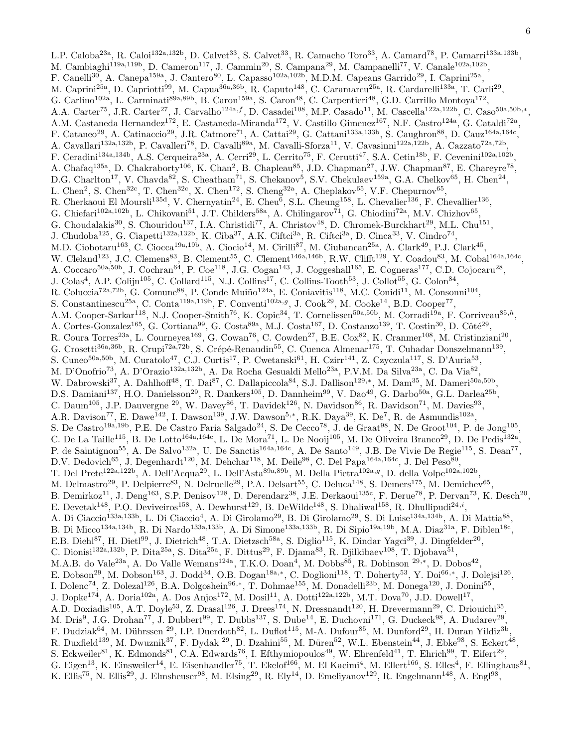L.P. Caloba[23a], R. Caloi[132a,132b], D. Calvet[33], S. Calvet[33], R. Camacho Toro[33], A. Camard[78], P. Camarri[133a,133b], M. Cambiaghi[119a,119b], D. Cameron[117], J. Cammin[20], S. Campana[29], M. Campanelli[77], V. Canale[102a,102b], F. Canelli[30], A. Canepa[159a], J. Cantero[80], L. Capasso[102a,102b], M.D.M. Capeans Garrido[29], I. Caprini[25a], M. Caprini[25a], D. Capriotti[99], M. Capua[36a,36b], R. Caputo[148], C. Caramarcu[25a], R. Cardarelli[133a], T. Carli[29], G. Carlino[102a], L. Carminati[89a,89b], B. Caron[159a], S. Caron[48], C. Carpentieri[48], G.D. Carrillo Montoya[172], A.A. Carter[75], J.R. Carter[27], J. Carvalho[124a,f], D. Casadei[108], M.P. Casado[11], M. Cascella[122a,122b], C. Caso[50a,50b,*], A.M. Castaneda Hernandez[172], E. Castaneda-Miranda[172], V. Castillo Gimenez[167], N.F. Castro[124a], G. Cataldi[72a], F. Cataneo[29], A. Catinaccio[29], J.R. Catmore[71], A. Cattai[29], G. Cattani[133a,133b], S. Caughron[88], D. Cauz[164a,164c], A. Cavallari[132a,132b], P. Cavalleri[78], D. Cavalli[89a], M. Cavalli-Sforza[11], V. Cavasinni[122a,122b], A. Cazzato[72a,72b], F. Ceradini[134a,134b], A.S. Cerqueira[23a], A. Cerri[29], L. Cerrito[75], F. Cerutti[47], S.A. Cetin[18b], F. Cevenini[102a,102b], A. Chafaq[135a], D. Chakraborty[106], K. Chan[2], B. Chapleau[85], J.D. Chapman[27], J.W. Chapman[87], E. Chareyre[78], D.G. Charlton[17], V. Chavda[82], S. Cheatham[71], S. Chekanov[5], S.V. Chekulaev[159a], G.A. Chelkov[65], H. Chen[24], L. Chen[2], S. Chen[32c], T. Chen[32c], X. Chen[172], S. Cheng[32a], A. Cheplakov[65], V.F. Chepurnov[65], R. Cherkaoui El Moursli[135d], V. Chernyatin[24], E. Cheu[6], S.L. Cheung[158], L. Chevalier[136], F. Chevallier[136], G. Chiefari[102a,102b], L. Chikovani[51], J.T. Childers[58a], A. Chilingarov[71], G. Chiodini[72a], M.V. Chizhov[65], G. Choudalakis[30], S. Chouridou[137], I.A. Christidi[77], A. Christov[48], D. Chromek-Burckhart[29], M.L. Chu[151], J. Chudoba[125], G. Ciapetti[132a,132b], K. Ciba[37], A.K. Ciftci[3a], R. Ciftci[3a], D. Cinca[33], V. Cindro[74], M.D. Ciobotaru[163], C. Ciocca[19a,19b], A. Ciocio[14], M. Cirilli[87], M. Ciubancan[25a], A. Clark[49], P.J. Clark[45], W. Cleland[123], J.C. Clemens[83], B. Clement[55], C. Clement[146a,146b], R.W. Clifft[129], Y. Coadou[83], M. Cobal[164a,164c], A. Coccaro[50a,50b], J. Cochran[64], P. Coe[118], J.G. Cogan[143], J. Coggeshall[165], E. Cogneras[177], C.D. Cojocaru[28], J. Colas[4], A.P. Colijn[105], C. Collard[115], N.J. Collins[17], C. Collins-Tooth[53], J. Collot[55], G. Colon[84], R. Coluccia[72a,72b], G. Comune[88], P. Conde Muiño[124a], E. Coniavitis[118], M.C. Conidi[11], M. Consonni[104], S. Constantinescu[25a], C. Conta[119a,119b], F. Conventi[102a,g], J. Cook[29], M. Cooke[14], B.D. Cooper[77], A.M. Cooper-Sarkar[118], N.J. Cooper-Smith[76], K. Copic[34], T. Cornelissen[50a,50b], M. Corradi[19a], F. Corriveau[85,h], A. Cortes-Gonzalez[165], G. Cortiana[99], G. Costa[89a], M.J. Costa[167], D. Costanzo[139], T. Costin[30], D. Côté[29], R. Coura Torres[23a], L. Courneyea[169], G. Cowan[76], C. Cowden[27], B.E. Cox[82], K. Cranmer[108], M. Cristinziani[20], G. Crosetti[36a,36b], R. Crupi[72a,72b], S. Crépé-Renaudin[55], C. Cuenca Almenar[175], T. Cuhadar Donszelmann[139], S. Cuneo[50a,50b], M. Curatolo[47], C.J. Curtis[17], P. Cwetanski[61], H. Czirr[141], Z. Czyczula[117], S. D'Auria[53], M. D'Onofrio[73], A. D'Orazio[132a,132b], A. Da Rocha Gesualdi Mello[23a], P.V.M. Da Silva[23a], C. Da Via[82], W. Dabrowski[37], A. Dahlhoff[48], T. Dai[87], C. Dallapiccola[84], S.J. Dallison[129,*], M. Dam[35], M. Dameri[50a,50b], D.S. Damiani[137], H.O. Danielsson[29], R. Dankers[105], D. Dannheim[99], V. Dao[49], G. Darbo[50a], G.L. Darlea[25b], C. Daum[105], J.P. Dauvergne [29], W. Davey[86], T. Davidek[126], N. Davidson[86], R. Davidson[71], M. Davies[93], A.R. Davison[77], E. Dawe[142], I. Dawson[139], J.W. Dawson[5,*], R.K. Daya[39], K. De[7], R. de Asmundis[102a], S. De Castro[19a,19b], P.E. De Castro Faria Salgado[24], S. De Cecco[78], J. de Graat[98], N. De Groot[104], P. de Jong[105], C. De La Taille[115], B. De Lotto[164a,164c], L. De Mora[71], L. De Nooij[105], M. De Oliveira Branco[29], D. De Pedis[132a], P. de Saintignon[55], A. De Salvo[132a], U. De Sanctis[164a,164c], A. De Santo[149], J.B. De Vivie De Regie[115], S. Dean[77], D.V. Dedovich[65], J. Degenhardt[120], M. Dehchar[118], M. Deile[98], C. Del Papa[164a,164c], J. Del Peso[80], T. Del Prete[122a,122b], A. Dell'Acqua[29], L. Dell'Asta[89a,89b], M. Della Pietra[102a,g], D. della Volpe[102a,102b], M. Delmastro[29], P. Delpierre[83], N. Delruelle[29], P.A. Delsart[55], C. Deluca[148], S. Demers[175], M. Demichev[65], B. Demirkoz[11], J. Deng[163], S.P. Denisov[128], D. Derendarz[38], J.E. Derkaoui[135c], F. Derue[78], P. Dervan[73], K. Desch[20], E. Devetak[148], P.O. Deviveiros[158], A. Dewhurst[129], B. DeWilde[148], S. Dhaliwal[158], R. Dhullipudi[24,i], A. Di Ciaccio[133a,133b], L. Di Ciaccio[4], A. Di Girolamo[29], B. Di Girolamo[29], S. Di Luise[134a,134b], A. Di Mattia[88], B. Di Micco[134a,134b], R. Di Nardo[133a,133b], A. Di Simone[133a,133b], R. Di Sipio[19a,19b], M.A. Diaz[31a], F. Diblen[18c], E.B. Diehl[87], H. Dietl[99], J. Dietrich[48], T.A. Dietzsch[58a], S. Diglio[115], K. Dindar Yagci[39], J. Dingfelder[20], C. Dionisi[132a,132b], P. Dita[25a], S. Dita[25a], F. Dittus[29], F. Djama[83], R. Djilkibaev[108], T. Djobava[51], M.A.B. do Vale[23a], A. Do Valle Wemans[124a], T.K.O. Doan[4], M. Dobbs[85], R. Dobinson [29,*], D. Dobos[42], E. Dobson[29], M. Dobson[163], J. Dodd[34], O.B. Dogan[18a,*], C. Doglioni[118], T. Doherty[53], Y. Doi[66,*], J. Dolejsi[126], I. Dolenc[74], Z. Dolezal[126], B.A. Dolgoshein[96,*], T. Dohmae[155], M. Donadelli[23b], M. Donega[120], J. Donini[55], J. Dopke[174], A. Doria[102a], A. Dos Anjos[172], M. Dosil[11], A. Dotti[122a,122b], M.T. Dova[70], J.D. Dowell[17], A.D. Doxiadis[105], A.T. Doyle[53], Z. Drasal[126], J. Drees[174], N. Dressnandt[120], H. Drevermann[29], C. Driouichi[35], M. Dris[9], J.G. Drohan[77], J. Dubbert[99], T. Dubbs[137], S. Dube[14], E. Duchovni[171], G. Duckeck[98], A. Dudarev[29], F. Dudziak[64], M. Dührssen [29], I.P. Duerdoth[82], L. Duflot[115], M-A. Dufour[85], M. Dunford[29], H. Duran Yildiz[3b], R. Duxfield[139], M. Dwuznik[37], F. Dydak [29], D. Dzahini[55], M. Düren[52], W.L. Ebenstein[44], J. Ebke[98], S. Eckert[48], S. Eckweiler[81], K. Edmonds[81], C.A. Edwards[76], I. Efthymiopoulos[49], W. Ehrenfeld[41], T. Ehrich[99], T. Eifert[29], G. Eigen[13], K. Einsweiler[14], E. Eisenhandler[75], T. Ekelof[166], M. El Kacimi[4], M. Ellert[166], S. Elles[4], F. Ellinghaus[81], K. Ellis[75], N. Ellis[29], J. Elmsheuser[98], M. Elsing[29], R. Ely[14], D. Emeliyanov[129], R. Engelmann[148], A. Engl[98],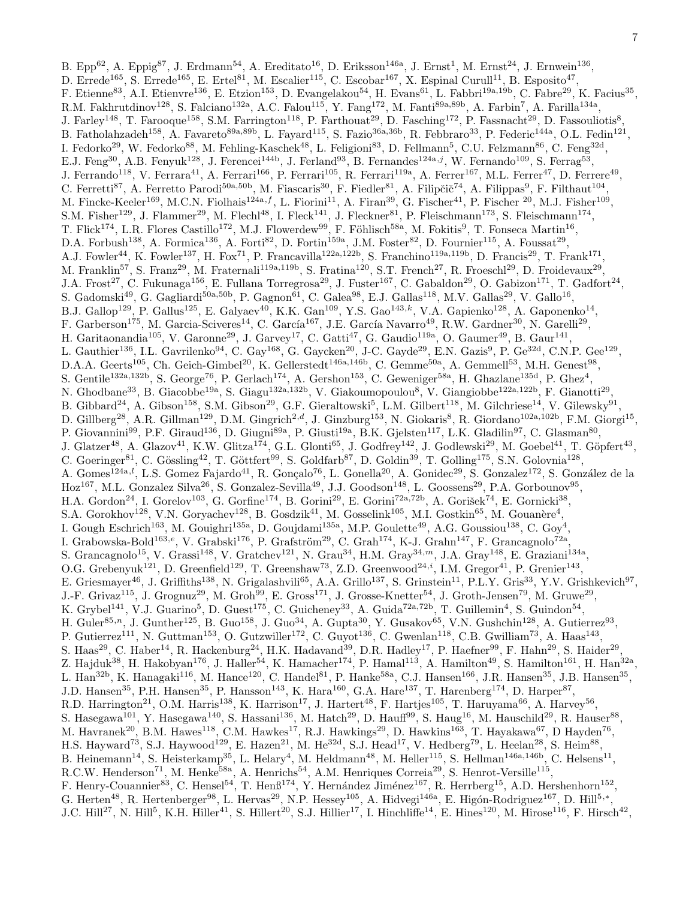B. Epp[62], A. Eppig[87], J. Erdmann[54], A. Ereditato[16], D. Eriksson[146a], J. Ernst[1], M. Ernst[24], J. Ernwein[136], D. Errede[165], S. Errede[165], E. Ertel[81], M. Escalier[115], C. Escobar[167], X. Espinal Curull[11], B. Esposito[47], F. Etienne[83], A.I. Etienvre[136], E. Etzion[153], D. Evangelakou[54], H. Evans[61], L. Fabbri[19a,19b], C. Fabre[29], K. Facius[35], R.M. Fakhrutdinov[128], S. Falciano[132a], A.C. Falou[115], Y. Fang[172], M. Fanti[89a,89b], A. Farbin[7], A. Farilla[134a], J. Farley[148], T. Farooque[158], S.M. Farrington[118], P. Farthouat[29], D. Fasching[172], P. Fassnacht[29], D. Fassouliotis[8], B. Fatholahzadeh[158], A. Favareto[89a,89b], L. Fayard[115], S. Fazio[36a,36b], R. Febbraro[33], P. Federic[144a], O.L. Fedin[121], I. Fedorko[29], W. Fedorko[88], M. Fehling-Kaschek[48], L. Feligioni[83], D. Fellmann[5], C.U. Felzmann[86], C. Feng[32d], E.J. Feng[30], A.B. Fenyuk[128], J. Ferencei[144b], J. Ferland[93], B. Fernandes[124a,j], W. Fernando[109], S. Ferrag[53], J. Ferrando[118], V. Ferrara[41], A. Ferrari[166], P. Ferrari[105], R. Ferrari[119a], A. Ferrer[167], M.L. Ferrer[47], D. Ferrere[49], C. Ferretti[87], A. Ferretto Parodi[50a,50b], M. Fiascaris[30], F. Fiedler[81], A. Filipčič[74], A. Filippas[9], F. Filthaut[104], M. Fincke-Keeler[169], M.C.N. Fiolhais[124a,f], L. Fiorini[11], A. Firan[39], G. Fischer[41], P. Fischer [20], M.J. Fisher[109], S.M. Fisher[129], J. Flammer[29], M. Flechl[48], I. Fleck[141], J. Fleckner[81], P. Fleischmann[173], S. Fleischmann[174], T. Flick[174], L.R. Flores Castillo[172], M.J. Flowerdew[99], F. Föhlisch[58a], M. Fokitis[9], T. Fonseca Martin[16], D.A. Forbush[138], A. Formica[136], A. Forti[82], D. Fortin[159a], J.M. Foster[82], D. Fournier[115], A. Foussat[29], A.J. Fowler[44], K. Fowler[137], H. Fox[71], P. Francavilla[122a,122b], S. Franchino[119a,119b], D. Francis[29], T. Frank[171], M. Franklin[57], S. Franz[29], M. Fraternali[119a,119b], S. Fratina[120], S.T. French[27], R. Froeschl[29], D. Froidevaux[29], J.A. Frost[27], C. Fukunaga[156], E. Fullana Torregrosa[29], J. Fuster[167], C. Gabaldon[29], O. Gabizon[171], T. Gadfort[24], S. Gadomski[49], G. Gagliardi[50a,50b], P. Gagnon[61], C. Galea[98], E.J. Gallas[118], M.V. Gallas[29], V. Gallo[16], B.J. Gallop[129], P. Gallus[125], E. Galyaev[40], K.K. Gan[109], Y.S. Gao[143,k], V.A. Gapienko[128], A. Gaponenko[14], F. Garberson[175], M. Garcia-Sciveres[14], C. García[167], J.E. García Navarro[49], R.W. Gardner[30], N. Garelli[29], H. Garitaonandia[105], V. Garonne[29], J. Garvey[17], C. Gatti[47], G. Gaudio[119a], O. Gaumer[49], B. Gaur[141], L. Gauthier[136], I.L. Gavrilenko[94], C. Gay[168], G. Gaycken[20], J-C. Gayde[29], E.N. Gazis[9], P. Ge[32d], C.N.P. Gee[129], D.A.A. Geerts[105], Ch. Geich-Gimbel[20], K. Gellerstedt[146a,146b], C. Gemme[50a], A. Gemmell[53], M.H. Genest[98], S. Gentile[132a,132b], S. George[76], P. Gerlach[174], A. Gershon[153], C. Geweniger[58a], H. Ghazlane[135d], P. Ghez[4], N. Ghodbane[33], B. Giacobbe[19a], S. Giagu[132a,132b], V. Giakoumopoulou[8], V. Giangiobbe[122a,122b], F. Gianotti[29], B. Gibbard[24], A. Gibson[158], S.M. Gibson[29], G.F. Gieraltowski[5], L.M. Gilbert[118], M. Gilchriese[14], V. Gilewsky[91], D. Gillberg[28], A.R. Gillman[129], D.M. Gingrich[2,d], J. Ginzburg[153], N. Giokaris[8], R. Giordano[102a,102b], F.M. Giorgi[15], P. Giovannini[99], P.F. Giraud[136], D. Giugni[89a], P. Giusti[19a], B.K. Gjelsten[117], L.K. Gladilin[97], C. Glasman[80], J. Glatzer[48], A. Glazov[41], K.W. Glitza[174], G.L. Glonti[65], J. Godfrey[142], J. Godlewski[29], M. Goebel[41], T. Göpfert[43], C. Goeringer[81], C. Gössling[42], T. Göttfert[99], S. Goldfarb[87], D. Goldin[39], T. Golling[175], S.N. Golovnia[128], A. Gomes[124a,l], L.S. Gomez Fajardo[41], R. Gonçalo[76], L. Gonella[20], A. Gonidec[29], S. Gonzalez[172], S. González de la Hoz[167], M.L. Gonzalez Silva[26], S. Gonzalez-Sevilla[49], J.J. Goodson[148], L. Goossens[29], P.A. Gorbounov[95], H.A. Gordon[24], I. Gorelov[103], G. Gorfine[174], B. Gorini[29], E. Gorini[72a,72b], A. Gorišek[74], E. Gornicki[38], S.A. Gorokhov[128], V.N. Goryachev[128], B. Gosdzik[41], M. Gosselink[105], M.I. Gostkin[65], M. Gouanère[4], I. Gough Eschrich[163], M. Gouighri[135a], D. Goujdami[135a], M.P. Goulette[49], A.G. Goussiou[138], C. Goy[4], I. Grabowska-Bold[163,e], V. Grabski[176], P. Grafström[29], C. Grah[174], K-J. Grahn[147], F. Grancagnolo[72a], S. Grancagnolo[15], V. Grassi[148], V. Gratchev[121], N. Grau[34], H.M. Gray[34,m], J.A. Gray[148], E. Graziani[134a], O.G. Grebenyuk[121], D. Greenfield[129], T. Greenshaw[73], Z.D. Greenwood[24,i], I.M. Gregor[41], P. Grenier[143], E. Griesmayer[46], J. Griffiths[138], N. Grigalashvili[65], A.A. Grillo[137], S. Grinstein[11], P.L.Y. Gris[33], Y.V. Grishkevich[97], J.-F. Grivaz[115], J. Grognuz[29], M. Groh[99], E. Gross[171], J. Grosse-Knetter[54], J. Groth-Jensen[79], M. Gruwe[29], K. Grybel[141], V.J. Guarino[5], D. Guest[175], C. Guicheney[33], A. Guida[72a,72b], T. Guillemin[4], S. Guindon[54], H. Guler[85,n], J. Gunther[125], B. Guo[158], J. Guo[34], A. Gupta[30], Y. Gusakov[65], V.N. Gushchin[128], A. Gutierrez[93], P. Gutierrez[111], N. Guttman[153], O. Gutzwiller[172], C. Guyot[136], C. Gwenlan[118], C.B. Gwilliam[73], A. Haas[143], S. Haas[29], C. Haber[14], R. Hackenburg[24], H.K. Hadavand[39], D.R. Hadley[17], P. Haefner[99], F. Hahn[29], S. Haider[29], Z. Hajduk[38], H. Hakobyan[176], J. Haller[54], K. Hamacher[174], P. Hamal[113], A. Hamilton[49], S. Hamilton[161], H. Han[32a], L. Han[32b], K. Hanagaki[116], M. Hance[120], C. Handel[81], P. Hanke[58a], C.J. Hansen[166], J.R. Hansen[35], J.B. Hansen[35], J.D. Hansen[35], P.H. Hansen[35], P. Hansson[143], K. Hara[160], G.A. Hare[137], T. Harenberg[174], D. Harper[87], R.D. Harrington[21], O.M. Harris[138], K. Harrison[17], J. Hartert[48], F. Hartjes[105], T. Haruyama[66], A. Harvey[56], S. Hasegawa[101], Y. Hasegawa[140], S. Hassani[136], M. Hatch[29], D. Hauff[99], S. Haug[16], M. Hauschild[29], R. Hauser[88], M. Havranek[20], B.M. Hawes[118], C.M. Hawkes[17], R.J. Hawkings[29], D. Hawkins[163], T. Hayakawa[67], D Hayden[76], H.S. Hayward[73], S.J. Haywood[129], E. Hazen[21], M. He[32d], S.J. Head[17], V. Hedberg[79], L. Heelan[28], S. Heim[88], B. Heinemann[14], S. Heisterkamp[35], L. Helary[4], M. Heldmann[48], M. Heller[115], S. Hellman[146a,146b], C. Helsens[11], R.C.W. Henderson[71], M. Henke[58a], A. Henrichs[54], A.M. Henriques Correia[29], S. Henrot-Versille[115], F. Henry-Couannier[83], C. Hensel[54], T. Henß[174], Y. Hernández Jiménez[167], R. Herrberg[15], A.D. Hershenhorn[152], G. Herten[48], R. Hertenberger[98], L. Hervas[29], N.P. Hessey[105], A. Hidvegi[146a], E. Higón-Rodriguez[167], D. Hill[5,*], J.C. Hill[27], N. Hill[5], K.H. Hiller[41], S. Hillert[20], S.J. Hillier[17], I. Hinchliffe[14], E. Hines[120], M. Hirose[116], F. Hirsch[42],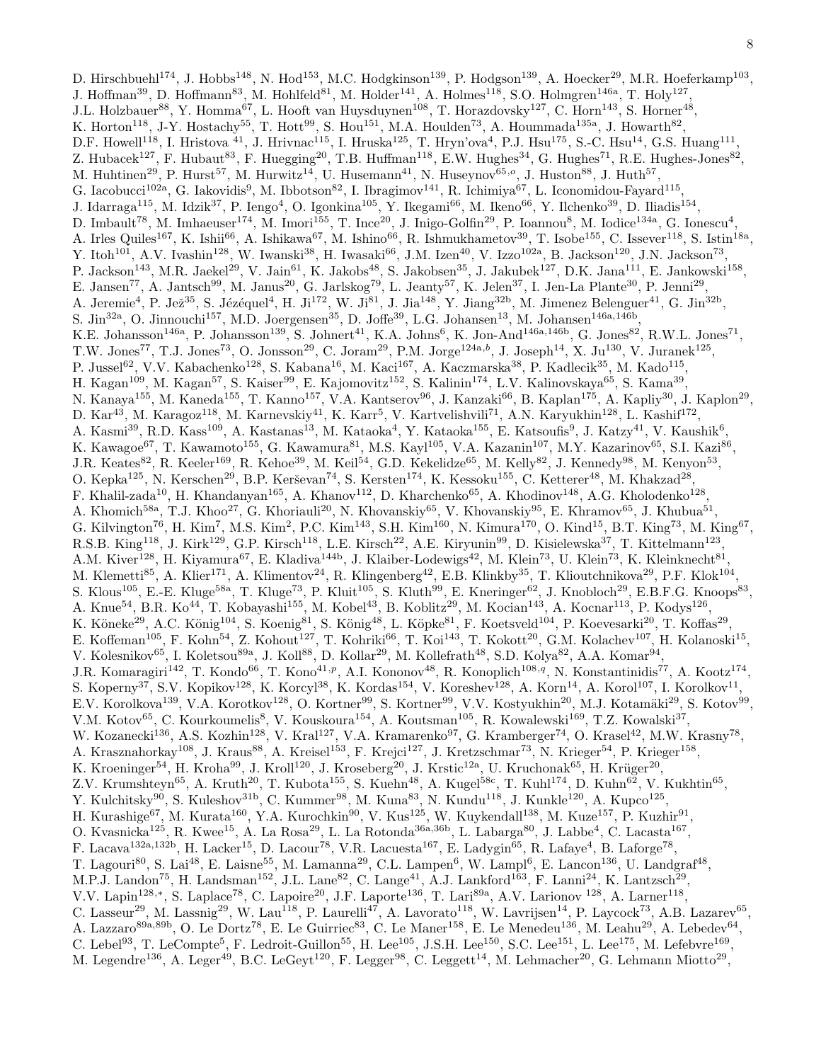D. Hirschbuehl[174], J. Hobbs[148], N. Hod[153], M.C. Hodgkinson[139], P. Hodgson[139], A. Hoecker[29], M.R. Hoeferkamp[103], J. Hoffman[39], D. Hoffmann[83], M. Hohlfeld[81], M. Holder[141], A. Holmes[118], S.O. Holmgren[146a], T. Holy[127], J.L. Holzbauer[88], Y. Homma[67], L. Hooft van Huysduynen[108], T. Horazdovsky[127], C. Horn[143], S. Horner[48], K. Horton[118], J-Y. Hostachy[55], T. Hott[99], S. Hou[151], M.A. Houlden[73], A. Hoummada[135a], J. Howarth[82], D.F. Howell[118], I. Hristova [41], J. Hrivnac[115], I. Hruska[125], T. Hryn'ova[4], P.J. Hsu[175], S.-C. Hsu[14], G.S. Huang[111], Z. Hubacek[127], F. Hubaut[83], F. Huegging[20], T.B. Huffman[118], E.W. Hughes[34], G. Hughes[71], R.E. Hughes-Jones[82], M. Huhtinen[29], P. Hurst[57], M. Hurwitz[14], U. Husemann[41], N. Huseynov[65,o], J. Huston[88], J. Huth[57], G. Iacobucci[102a], G. Iakovidis[9], M. Ibbotson[82], I. Ibragimov[141], R. Ichimiya[67], L. Iconomidou-Fayard[115], J. Idarraga[115], M. Idzik[37], P. Iengo[4], O. Igonkina[105], Y. Ikegami[66], M. Ikeno[66], Y. Ilchenko[39], D. Iliadis[154], D. Imbault[78], M. Imhaeuser[174], M. Imori[155], T. Ince[20], J. Inigo-Golfin[29], P. Ioannou[8], M. Iodice[134a], G. Ionescu[4], A. Irles Quiles[167], K. Ishii[66], A. Ishikawa[67], M. Ishino[66], R. Ishmukhametov[39], T. Isobe[155], C. Issever[118], S. Istin[18a], Y. Itoh[101], A.V. Ivashin[128], W. Iwanski[38], H. Iwasaki[66], J.M. Izen[40], V. Izzo[102a], B. Jackson[120], J.N. Jackson[73], P. Jackson[143], M.R. Jaekel[29], V. Jain[61], K. Jakobs[48], S. Jakobsen[35], J. Jakubek[127], D.K. Jana[111], E. Jankowski[158], E. Jansen[77], A. Jantsch[99], M. Janus[20], G. Jarlskog[79], L. Jeanty[57], K. Jelen[37], I. Jen-La Plante[30], P. Jenni[29], A. Jeremie[4], P. Jež[35], S. Jézéquel[4], H. Ji[172], W. Ji[81], J. Jia[148], Y. Jiang[32b], M. Jimenez Belenguer[41], G. Jin[32b], S. Jin[32a], O. Jinnouchi[157], M.D. Joergensen[35], D. Joffe[39], L.G. Johansen[13], M. Johansen[146a,146b], K.E. Johansson[146a], P. Johansson[139], S. Johnert[41], K.A. Johns[6], K. Jon-And[146a,146b], G. Jones[82], R.W.L. Jones[71], T.W. Jones[77], T.J. Jones[73], O. Jonsson[29], C. Joram[29], P.M. Jorge[124a,b], J. Joseph[14], X. Ju[130], V. Juranek[125], P. Jussel[62], V.V. Kabachenko[128], S. Kabana[16], M. Kaci[167], A. Kaczmarska[38], P. Kadlecik[35], M. Kado[115], H. Kagan[109], M. Kagan[57], S. Kaiser[99], E. Kajomovitz[152], S. Kalinin[174], L.V. Kalinovskaya[65], S. Kama[39], N. Kanaya[155], M. Kaneda[155], T. Kanno[157], V.A. Kantserov[96], J. Kanzaki[66], B. Kaplan[175], A. Kapliy[30], J. Kaplon[29], D. Kar[43], M. Karagoz[118], M. Karnevskiy[41], K. Karr[5], V. Kartvelishvili[71], A.N. Karyukhin[128], L. Kashif[172], A. Kasmi[39], R.D. Kass[109], A. Kastanas[13], M. Kataoka[4], Y. Kataoka[155], E. Katsoufis[9], J. Katzy[41], V. Kaushik[6], K. Kawagoe[67], T. Kawamoto[155], G. Kawamura[81], M.S. Kayl[105], V.A. Kazanin[107], M.Y. Kazarinov[65], S.I. Kazi[86], J.R. Keates[82], R. Keeler[169], R. Kehoe[39], M. Keil[54], G.D. Kekelidze[65], M. Kelly[82], J. Kennedy[98], M. Kenyon[53], O. Kepka[125], N. Kerschen[29], B.P. Kerševan[74], S. Kersten[174], K. Kessoku[155], C. Ketterer[48], M. Khakzad[28], F. Khalil-zada[10], H. Khandanyan[165], A. Khanov[112], D. Kharchenko[65], A. Khodinov[148], A.G. Kholodenko[128], A. Khomich[58a], T.J. Khoo[27], G. Khoriauli[20], N. Khovanskiy[65], V. Khovanskiy[95], E. Khramov[65], J. Khubua[51], G. Kilvington[76], H. Kim[7], M.S. Kim[2], P.C. Kim[143], S.H. Kim[160], N. Kimura[170], O. Kind[15], B.T. King[73], M. King[67], R.S.B. King[118], J. Kirk[129], G.P. Kirsch[118], L.E. Kirsch[22], A.E. Kiryunin[99], D. Kisielewska[37], T. Kittelmann[123], A.M. Kiver[128], H. Kiyamura[67], E. Kladiva[144b], J. Klaiber-Lodewigs[42], M. Klein[73], U. Klein[73], K. Kleinknecht[81], M. Klemetti[85], A. Klier[171], A. Klimentov[24], R. Klingenberg[42], E.B. Klinkby[35], T. Klioutchnikova[29], P.F. Klok[104], S. Klous[105], E.-E. Kluge[58a], T. Kluge[73], P. Kluit[105], S. Kluth[99], E. Kneringer[62], J. Knobloch[29], E.B.F.G. Knoops[83], A. Knue[54], B.R. Ko[44], T. Kobayashi[155], M. Kobel[43], B. Koblitz[29], M. Kocian[143], A. Kocnar[113], P. Kodys[126], K. Köneke[29], A.C. König[104], S. Koenig[81], S. König[48], L. Köpke[81], F. Koetsveld[104], P. Koevesarki[20], T. Koffas[29], E. Koffeman[105], F. Kohn[54], Z. Kohout[127], T. Kohriki[66], T. Koi[143], T. Kokott[20], G.M. Kolachev[107], H. Kolanoski[15], V. Kolesnikov[65], I. Koletsou[89a], J. Koll[88], D. Kollar[29], M. Kollefrath[48], S.D. Kolya[82], A.A. Komar[94], J.R. Komaragiri[142], T. Kondo[66], T. Kono[41,p], A.I. Kononov[48], R. Konoplich[108,q], N. Konstantinidis[77], A. Kootz[174], S. Koperny[37], S.V. Kopikov[128], K. Korcyl[38], K. Kordas[154], V. Koreshev[128], A. Korn[14], A. Korol[107], I. Korolkov[11], E.V. Korolkova[139], V.A. Korotkov[128], O. Kortner[99], S. Kortner[99], V.V. Kostyukhin[20], M.J. Kotamäki[29], S. Kotov[99], V.M. Kotov[65], C. Kourkoumelis[8], V. Kouskoura[154], A. Koutsman[105], R. Kowalewski[169], T.Z. Kowalski[37], W. Kozanecki[136], A.S. Kozhin[128], V. Kral[127], V.A. Kramarenko[97], G. Kramberger[74], O. Krasel[42], M.W. Krasny[78], A. Krasznahorkay[108], J. Kraus[88], A. Kreisel[153], F. Krejci[127], J. Kretzschmar[73], N. Krieger[54], P. Krieger[158], K. Kroeninger[54], H. Kroha[99], J. Kroll[120], J. Kroseberg[20], J. Krstic[12a], U. Kruchonak[65], H. Krüger[20], Z.V. Krumshteyn[65], A. Kruth[20], T. Kubota[155], S. Kuehn[48], A. Kugel[58c], T. Kuhl[174], D. Kuhn[62], V. Kukhtin[65], Y. Kulchitsky[90], S. Kuleshov[31b], C. Kummer[98], M. Kuna[83], N. Kundu[118], J. Kunkle[120], A. Kupco[125], H. Kurashige[67], M. Kurata[160], Y.A. Kurochkin[90], V. Kus[125], W. Kuykendall[138], M. Kuze[157], P. Kuzhir[91], O. Kvasnicka[125], R. Kwee[15], A. La Rosa[29], L. La Rotonda[36a,36b], L. Labarga[80], J. Labbe[4], C. Lacasta[167], F. Lacava[132a,132b], H. Lacker[15], D. Lacour[78], V.R. Lacuesta[167], E. Ladygin[65], R. Lafaye[4], B. Laforge[78], T. Lagouri[80], S. Lai[48], E. Laisne[55], M. Lamanna[29], C.L. Lampen[6], W. Lampl[6], E. Lancon[136], U. Landgraf[48], M.P.J. Landon[75], H. Landsman[152], J.L. Lane[82], C. Lange[41], A.J. Lankford[163], F. Lanni[24], K. Lantzsch[29], V.V. Lapin[128,*], S. Laplace[78], C. Lapoire[20], J.F. Laporte[136], T. Lari[89a], A.V. Larionov [128], A. Larner[118], C. Lasseur[29], M. Lassnig[29], W. Lau[118], P. Laurelli[47], A. Lavorato[118], W. Lavrijsen[14], P. Laycock[73], A.B. Lazarev[65], A. Lazzaro[89a,89b], O. Le Dortz[78], E. Le Guirriec[83], C. Le Maner[158], E. Le Menedeu[136], M. Leahu[29], A. Lebedev[64], C. Lebel[93], T. LeCompte[5], F. Ledroit-Guillon[55], H. Lee[105], J.S.H. Lee[150], S.C. Lee[151], L. Lee[175], M. Lefebvre[169], M. Legendre[136], A. Leger[49], B.C. LeGeyt[120], F. Legger[98], C. Leggett[14], M. Lehmacher[20], G. Lehmann Miotto[29],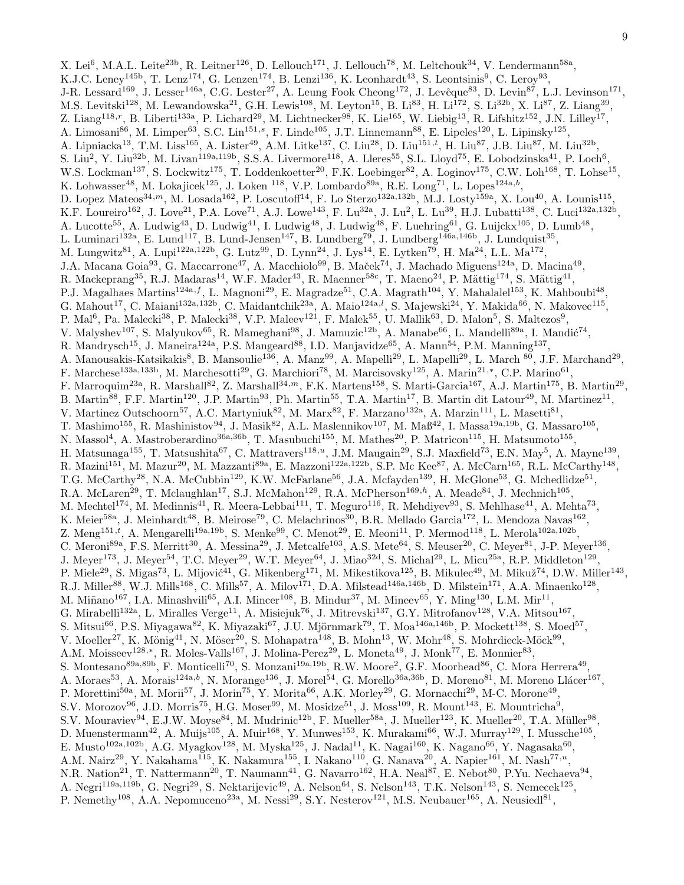X. Lei[6], M.A.L. Leite[23b], R. Leitner[126], D. Lellouch[171], J. Lellouch[78], M. Leltchouk[34], V. Lendermann[58a], K.J.C. Leney[145b], T. Lenz[174], G. Lenzen[174], B. Lenzi[136], K. Leonhardt[43], S. Leontsinis[9], C. Leroy[93], J-R. Lessard[169], J. Lesser[146a], C.G. Lester[27], A. Leung Fook Cheong[172], J. Levêque[83], D. Levin[87], L.J. Levinson[171], M.S. Levitski[128], M. Lewandowska[21], G.H. Lewis[108], M. Leyton[15], B. Li[83], H. Li[172], S. Li[32b], X. Li[87], Z. Liang[39], Z. Liang[118,r], B. Liberti[133a], P. Lichard[29], M. Lichtnecker[98], K. Lie[165], W. Liebig[13], R. Lifshitz[152], J.N. Lilley[17], A. Limosani[86], M. Limper[63], S.C. Lin[151,s], F. Linde[105], J.T. Linnemann[88], E. Lipeles[120], L. Lipinsky[125], A. Lipniacka[13], T.M. Liss[165], A. Lister[49], A.M. Litke[137], C. Liu[28], D. Liu[151,t], H. Liu[87], J.B. Liu[87], M. Liu[32b], S. Liu[2], Y. Liu[32b], M. Livan[119a,119b], S.S.A. Livermore[118], A. Lleres[55], S.L. Lloyd[75], E. Lobodzinska[41], P. Loch[6], W.S. Lockman[137], S. Lockwitz[175], T. Loddenkoetter[20], F.K. Loebinger[82], A. Loginov[175], C.W. Loh[168], T. Lohse[15], K. Lohwasser[48], M. Lokajicek[125], J. Loken [118], V.P. Lombardo[89a], R.E. Long[71], L. Lopes[124a,b], D. Lopez Mateos[34,m], M. Losada[162], P. Loscutoff[14], F. Lo Sterzo[132a,132b], M.J. Losty[159a], X. Lou[40], A. Lounis[115], K.F. Loureiro[162], J. Love[21], P.A. Love[71], A.J. Lowe[143], F. Lu[32a], J. Lu[2], L. Lu[39], H.J. Lubatti[138], C. Luci[132a,132b], A. Lucotte[55], A. Ludwig[43], D. Ludwig[41], I. Ludwig[48], J. Ludwig[48], F. Luehring[61], G. Luijckx[105], D. Lumb[48], L. Luminari[132a], E. Lund[117], B. Lund-Jensen[147], B. Lundberg[79], J. Lundberg[146a,146b], J. Lundquist[35], M. Lungwitz[81], A. Lupi[122a,122b], G. Lutz[99], D. Lynn[24], J. Lys[14], E. Lytken[79], H. Ma[24], L.L. Ma[172], J.A. Macana Goia[93], G. Maccarrone[47], A. Macchiolo[99], B. Maček[74], J. Machado Miguens[124a], D. Macina[49], R. Mackeprang[35], R.J. Madaras[14], W.F. Mader[43], R. Maenner[58c], T. Maeno[24], P. Mättig[174], S. Mättig[41], P.J. Magalhaes Martins[124a,f], L. Magnoni[29], E. Magradze[51], C.A. Magrath[104], Y. Mahalalel[153], K. Mahboubi[48], G. Mahout[17], C. Maiani[132a,132b], C. Maidantchik[23a], A. Maio[124a,l], S. Majewski[24], Y. Makida[66], N. Makovec[115], P. Mal[6], Pa. Malecki[38], P. Malecki[38], V.P. Maleev[121], F. Malek[55], U. Mallik[63], D. Malon[5], S. Maltezos[9], V. Malyshev[107], S. Malyukov[65], R. Mameghani[98], J. Mamuzic[12b], A. Manabe[66], L. Mandelli[89a], I. Mandić[74], R. Mandrysch[15], J. Maneira[124a], P.S. Mangeard[88], I.D. Manjavidze[65], A. Mann[54], P.M. Manning[137], A. Manousakis-Katsikakis[8], B. Mansoulie[136], A. Manz[99], A. Mapelli[29], L. Mapelli[29], L. March [80], J.F. Marchand[29], F. Marchese[133a,133b], M. Marchesotti[29], G. Marchiori[78], M. Marcisovsky[125], A. Marin[21,*], C.P. Marino[61], F. Marroquim[23a], R. Marshall[82], Z. Marshall[34,m], F.K. Martens[158], S. Marti-Garcia[167], A.J. Martin[175], B. Martin[29], B. Martin[88], F.F. Martin[120], J.P. Martin[93], Ph. Martin[55], T.A. Martin[17], B. Martin dit Latour[49], M. Martinez[11], V. Martinez Outschoorn[57], A.C. Martyniuk[82], M. Marx[82], F. Marzano[132a], A. Marzin[111], L. Masetti[81], T. Mashimo[155], R. Mashinistov[94], J. Masik[82], A.L. Maslennikov[107], M. Maß[42], I. Massa[19a,19b], G. Massaro[105], N. Massol[4], A. Mastroberardino[36a,36b], T. Masubuchi[155], M. Mathes[20], P. Matricon[115], H. Matsumoto[155], H. Matsunaga[155], T. Matsushita[67], C. Mattravers[118,u], J.M. Maugain[29], S.J. Maxfield[73], E.N. May[5], A. Mayne[139], R. Mazini[151], M. Mazur[20], M. Mazzanti[89a], E. Mazzoni[122a,122b], S.P. Mc Kee[87], A. McCarn[165], R.L. McCarthy[148], T.G. McCarthy[28], N.A. McCubbin[129], K.W. McFarlane[56], J.A. Mcfayden[139], H. McGlone[53], G. Mchedlidze[51], R.A. McLaren[29], T. Mclaughlan[17], S.J. McMahon[129], R.A. McPherson[169,h], A. Meade[84], J. Mechnich[105], M. Mechtel[174], M. Medinnis[41], R. Meera-Lebbai[111], T. Meguro[116], R. Mehdiyev[93], S. Mehlhase[41], A. Mehta[73], K. Meier[58a], J. Meinhardt[48], B. Meirose[79], C. Melachrinos[30], B.R. Mellado Garcia[172], L. Mendoza Navas[162], Z. Meng[151,t], A. Mengarelli[19a,19b], S. Menke[99], C. Menot[29], E. Meoni[11], P. Mermod[118], L. Merola[102a,102b], C. Meroni[89a], F.S. Merritt[30], A. Messina[29], J. Metcalfe[103], A.S. Mete[64], S. Meuser[20], C. Meyer[81], J-P. Meyer[136], J. Meyer[173], J. Meyer[54], T.C. Meyer[29], W.T. Meyer[64], J. Miao[32d], S. Michal[29], L. Micu[25a], R.P. Middleton[129], P. Miele[29], S. Migas[73], L. Mijović[41], G. Mikenberg[171], M. Mikestikova[125], B. Mikulec[49], M. Mikuž[74], D.W. Miller[143], R.J. Miller[88], W.J. Mills[168], C. Mills[57], A. Milov[171], D.A. Milstead[146a,146b], D. Milstein[171], A.A. Minaenko[128], M. Miñano[167], I.A. Minashvili[65], A.I. Mincer[108], B. Mindur[37], M. Mineev[65], Y. Ming[130], L.M. Mir[11], G. Mirabelli[132a], L. Miralles Verge[11], A. Misiejuk[76], J. Mitrevski[137], G.Y. Mitrofanov[128], V.A. Mitsou[167], S. Mitsui[66], P.S. Miyagawa[82], K. Miyazaki[67], J.U. Mjörnmark[79], T. Moa[146a,146b], P. Mockett[138], S. Moed[57], V. Moeller[27], K. Mönig[41], N. Möser[20], S. Mohapatra[148], B. Mohn[13], W. Mohr[48], S. Mohrdieck-Möck[99], A.M. Moisseev[128,*], R. Moles-Valls[167], J. Molina-Perez[29], L. Moneta[49], J. Monk[77], E. Monnier[83], S. Montesano[89a,89b], F. Monticelli[70], S. Monzani[19a,19b], R.W. Moore[2], G.F. Moorhead[86], C. Mora Herrera[49], A. Moraes[53], A. Morais[124a,b], N. Morange[136], J. Morel[54], G. Morello[36a,36b], D. Moreno[81], M. Moreno Llácer[167], P. Morettini[50a], M. Morii[57], J. Morin[75], Y. Morita[66], A.K. Morley[29], G. Mornacchi[29], M-C. Morone[49], S.V. Morozov[96], J.D. Morris[75], H.G. Moser[99], M. Mosidze[51], J. Moss[109], R. Mount[143], E. Mountricha[9], S.V. Mouraviev[94], E.J.W. Moyse[84], M. Mudrinic[12b], F. Mueller[58a], J. Mueller[123], K. Mueller[20], T.A. Müller[98], D. Muenstermann[42], A. Muijs[105], A. Muir[168], Y. Munwes[153], K. Murakami[66], W.J. Murray[129], I. Mussche[105], E. Musto[102a,102b], A.G. Myagkov[128], M. Myska[125], J. Nadal[11], K. Nagai[160], K. Nagano[66], Y. Nagasaka[60], A.M. Nairz[29], Y. Nakahama[115], K. Nakamura[155], I. Nakano[110], G. Nanava[20], A. Napier[161], M. Nash[77,u], N.R. Nation[21], T. Nattermann[20], T. Naumann[41], G. Navarro[162], H.A. Neal[87], E. Nebot[80], P.Yu. Nechaeva[94], A. Negri[119a,119b], G. Negri[29], S. Nektarijevic[49], A. Nelson[64], S. Nelson[143], T.K. Nelson[143], S. Nemecek[125], P. Nemethy[108], A.A. Nepomuceno[23a], M. Nessi[29], S.Y. Nesterov[121], M.S. Neubauer[165], A. Neusiedl[81],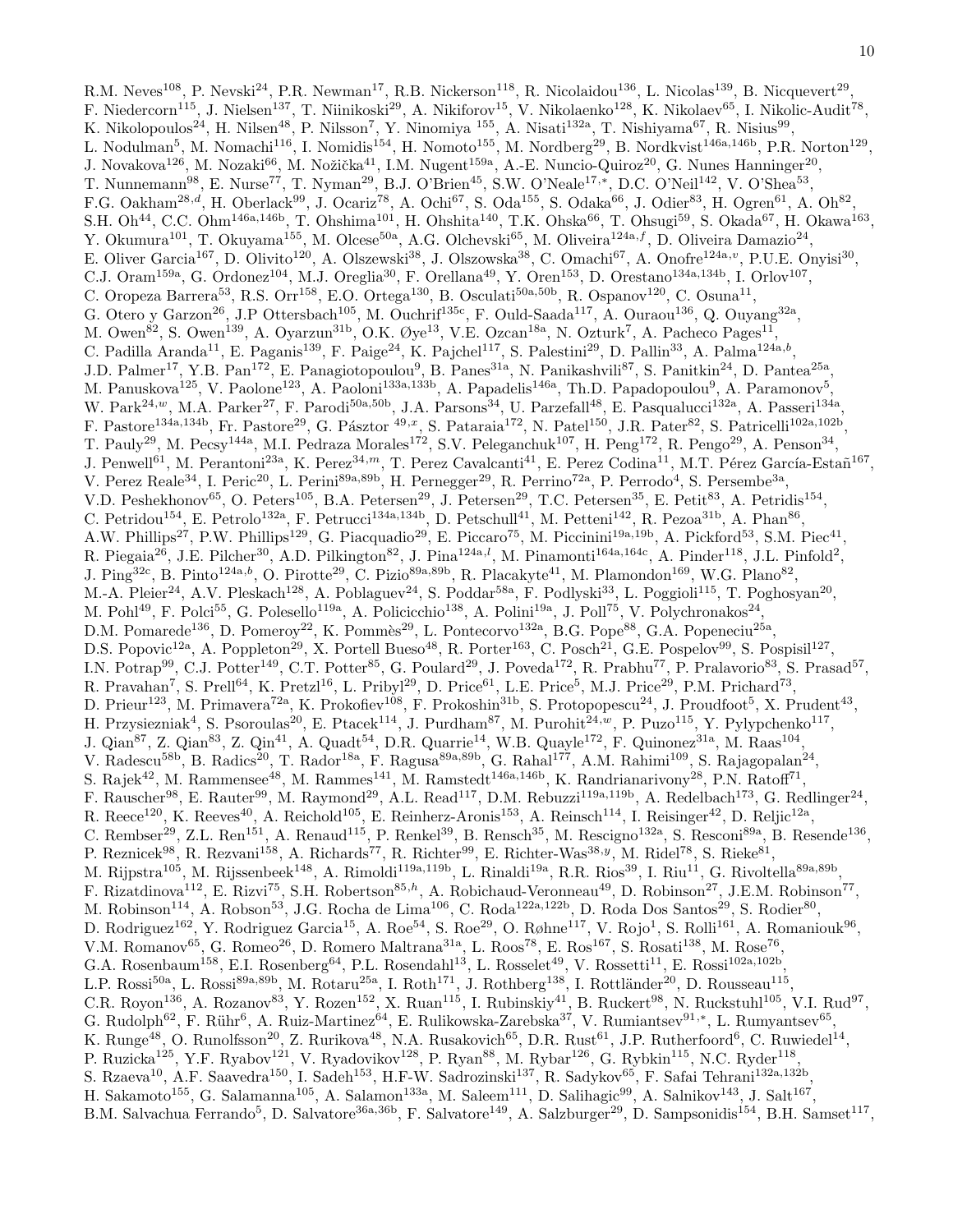R.M. Neves[108], P. Nevski[24], P.R. Newman[17], R.B. Nickerson[118], R. Nicolaidou[136], L. Nicolas[139], B. Nicquevert[29], F. Niedercorn[115], J. Nielsen[137], T. Niinikoski[29], A. Nikiforov[15], V. Nikolaenko[128], K. Nikolaev[65], I. Nikolic-Audit[78], K. Nikolopoulos[24], H. Nilsen[48], P. Nilsson[7], Y. Ninomiya [155], A. Nisati[132a], T. Nishiyama[67], R. Nisius[99], L. Nodulman[5], M. Nomachi[116], I. Nomidis[154], H. Nomoto[155], M. Nordberg[29], B. Nordkvist[146a,146b], P.R. Norton[129], J. Novakova[126], M. Nozaki[66], M. Nožička[41], I.M. Nugent[159a], A.-E. Nuncio-Quiroz[20], G. Nunes Hanninger[20], T. Nunnemann[98], E. Nurse[77], T. Nyman[29], B.J. O'Brien[45], S.W. O'Neale[17,*], D.C. O'Neil[142], V. O'Shea[53], F.G. Oakham[28,d], H. Oberlack[99], J. Ocariz[78], A. Ochi[67], S. Oda[155], S. Odaka[66], J. Odier[83], H. Ogren[61], A. Oh[82], S.H. Oh[44], C.C. Ohm[146a,146b], T. Ohshima[101], H. Ohshita[140], T.K. Ohska[66], T. Ohsugi[59], S. Okada[67], H. Okawa[163], Y. Okumura[101], T. Okuyama[155], M. Olcese[50a], A.G. Olchevski[65], M. Oliveira[124a,f], D. Oliveira Damazio[24], E. Oliver Garcia[167], D. Olivito[120], A. Olszewski[38], J. Olszowska[38], C. Omachi[67], A. Onofre[124a,v], P.U.E. Onyisi[30], C.J. Oram[159a], G. Ordonez[104], M.J. Oreglia[30], F. Orellana[49], Y. Oren[153], D. Orestano[134a,134b], I. Orlov[107], C. Oropeza Barrera[53], R.S. Orr[158], E.O. Ortega[130], B. Osculati[50a,50b], R. Ospanov[120], C. Osuna[11], G. Otero y Garzon[26], J.P Ottersbach[105], M. Ouchrif[135c], F. Ould-Saada[117], A. Ouraou[136], Q. Ouyang[32a], M. Owen[82], S. Owen[139], A. Oyarzun[31b], O.K. Øye[13], V.E. Ozcan[18a], N. Ozturk[7], A. Pacheco Pages[11], C. Padilla Aranda[11], E. Paganis[139], F. Paige[24], K. Pajchel[117], S. Palestini[29], D. Pallin[33], A. Palma[124a,b], J.D. Palmer[17], Y.B. Pan[172], E. Panagiotopoulou[9], B. Panes[31a], N. Panikashvili[87], S. Panitkin[24], D. Pantea[25a], M. Panuskova[125], V. Paolone[123], A. Paoloni[133a,133b], A. Papadelis[146a], Th.D. Papadopoulou[9], A. Paramonov[5], W. Park[24,w], M.A. Parker[27], F. Parodi[50a,50b], J.A. Parsons[34], U. Parzefall[48], E. Pasqualucci[132a], A. Passeri[134a], F. Pastore[134a,134b], Fr. Pastore[29], G. Pásztor [49,x], S. Pataraia[172], N. Patel[150], J.R. Pater[82], S. Patricelli[102a,102b], T. Pauly[29], M. Pecsy[144a], M.I. Pedraza Morales[172], S.V. Peleganchuk[107], H. Peng[172], R. Pengo[29], A. Penson[34], J. Penwell[61], M. Perantoni[23a], K. Perez[34,m], T. Perez Cavalcanti[41], E. Perez Codina[11], M.T. Pérez García-Estañ[167], V. Perez Reale[34], I. Peric[20], L. Perini[89a,89b], H. Pernegger[29], R. Perrino[72a], P. Perrodo[4], S. Persembe[3a], V.D. Peshekhonov[65], O. Peters[105], B.A. Petersen[29], J. Petersen[29], T.C. Petersen[35], E. Petit[83], A. Petridis[154], C. Petridou[154], E. Petrolo[132a], F. Petrucci[134a,134b], D. Petschull[41], M. Petteni[142], R. Pezoa[31b], A. Phan[86], A.W. Phillips[27], P.W. Phillips[129], G. Piacquadio[29], E. Piccaro[75], M. Piccinini[19a,19b], A. Pickford[53], S.M. Piec[41], R. Piegaia[26], J.E. Pilcher[30], A.D. Pilkington[82], J. Pina[124a,l], M. Pinamonti[164a,164c], A. Pinder[118], J.L. Pinfold[2], J. Ping[32c], B. Pinto[124a,b], O. Pirotte[29], C. Pizio[89a,89b], R. Placakyte[41], M. Plamondon[169], W.G. Plano[82], M.-A. Pleier[24], A.V. Pleskach[128], A. Poblaguev[24], S. Poddar[58a], F. Podlyski[33], L. Poggioli[115], T. Poghosyan[20], M. Pohl[49], F. Polci[55], G. Polesello[119a], A. Policicchio[138], A. Polini[19a], J. Poll[75], V. Polychronakos[24], D.M. Pomarede[136], D. Pomeroy[22], K. Pommès[29], L. Pontecorvo[132a], B.G. Pope[88], G.A. Popeneciu[25a], D.S. Popovic[12a], A. Poppleton[29], X. Portell Bueso[48], R. Porter[163], C. Posch[21], G.E. Pospelov[99], S. Pospisil[127], I.N. Potrap[99], C.J. Potter[149], C.T. Potter[85], G. Poulard[29], J. Poveda[172], R. Prabhu[77], P. Pralavorio[83], S. Prasad[57], R. Pravahan[7], S. Prell[64], K. Pretzl[16], L. Pribyl[29], D. Price[61], L.E. Price[5], M.J. Price[29], P.M. Prichard[73], D. Prieur[123], M. Primavera[72a], K. Prokofiev[108], F. Prokoshin[31b], S. Protopopescu[24], J. Proudfoot[5], X. Prudent[43], H. Przysiezniak[4], S. Psoroulas[20], E. Ptacek[114], J. Purdham[87], M. Purohit[24,w], P. Puzo[115], Y. Pylypchenko[117], J. Qian[87], Z. Qian[83], Z. Qin[41], A. Quadt[54], D.R. Quarrie[14], W.B. Quayle[172], F. Quinonez[31a], M. Raas[104], V. Radescu[58b], B. Radics[20], T. Rador[18a], F. Ragusa[89a,89b], G. Rahal[177], A.M. Rahimi[109], S. Rajagopalan[24], S. Rajek[42], M. Rammensee[48], M. Rammes[141], M. Ramstedt[146a,146b], K. Randrianarivony[28], P.N. Ratoff[71], F. Rauscher[98], E. Rauter[99], M. Raymond[29], A.L. Read[117], D.M. Rebuzzi[119a,119b], A. Redelbach[173], G. Redlinger[24], R. Reece[120], K. Reeves[40], A. Reichold[105], E. Reinherz-Aronis[153], A. Reinsch[114], I. Reisinger[42], D. Reljic[12a], C. Rembser[29], Z.L. Ren[151], A. Renaud[115], P. Renkel[39], B. Rensch[35], M. Rescigno[132a], S. Resconi[89a], B. Resende[136], P. Reznicek[98], R. Rezvani[158], A. Richards[77], R. Richter[99], E. Richter-Was[38,y], M. Ridel[78], S. Rieke[81], M. Rijpstra[105], M. Rijssenbeek[148], A. Rimoldi[119a,119b], L. Rinaldi[19a], R.R. Rios[39], I. Riu[11], G. Rivoltella[89a,89b], F. Rizatdinova[112], E. Rizvi[75], S.H. Robertson[85,h], A. Robichaud-Veronneau[49], D. Robinson[27], J.E.M. Robinson[77], M. Robinson[114], A. Robson[53], J.G. Rocha de Lima[106], C. Roda[122a,122b], D. Roda Dos Santos[29], S. Rodier[80], D. Rodriguez[162], Y. Rodriguez Garcia[15], A. Roe[54], S. Roe[29], O. Røhne[117], V. Rojo[1], S. Rolli[161], A. Romaniouk[96], V.M. Romanov[65], G. Romeo[26], D. Romero Maltrana[31a], L. Roos[78], E. Ros[167], S. Rosati[138], M. Rose[76], G.A. Rosenbaum[158], E.I. Rosenberg[64], P.L. Rosendahl[13], L. Rosselet[49], V. Rossetti[11], E. Rossi[102a,102b], L.P. Rossi[50a], L. Rossi[89a,89b], M. Rotaru[25a], I. Roth[171], J. Rothberg[138], I. Rottländer[20], D. Rousseau[115], C.R. Royon[136], A. Rozanov[83], Y. Rozen[152], X. Ruan[115], I. Rubinskiy[41], B. Ruckert[98], N. Ruckstuhl[105], V.I. Rud[97], G. Rudolph[62], F. Rühr[6], A. Ruiz-Martinez[64], E. Rulikowska-Zarebska[37], V. Rumiantsev[91,*], L. Rumyantsev[65], K. Runge[48], O. Runolfsson[20], Z. Rurikova[48], N.A. Rusakovich[65], D.R. Rust[61], J.P. Rutherfoord[6], C. Ruwiedel[14], P. Ruzicka[125], Y.F. Ryabov[121], V. Ryadovikov[128], P. Ryan[88], M. Rybar[126], G. Rybkin[115], N.C. Ryder[118], S. Rzaeva[10], A.F. Saavedra[150], I. Sadeh[153], H.F-W. Sadrozinski[137], R. Sadykov[65], F. Safai Tehrani[132a,132b], H. Sakamoto[155], G. Salamanna[105], A. Salamon[133a], M. Saleem[111], D. Salihagic[99], A. Salnikov[143], J. Salt[167], B.M. Salvachua Ferrando[5], D. Salvatore[36a,36b], F. Salvatore[149], A. Salzburger[29], D. Sampsonidis[154], B.H. Samset[117],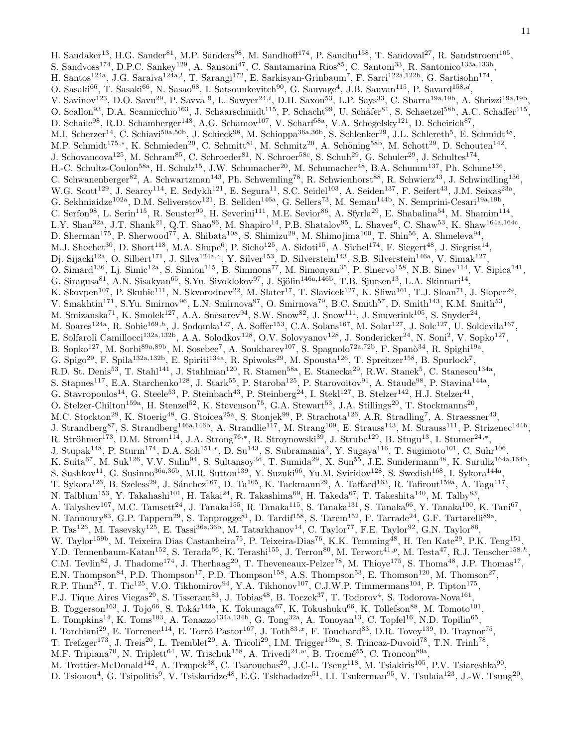H. Sandaker[13], H.G. Sander[81], M.P. Sanders[98], M. Sandhoff[174], P. Sandhu[158], T. Sandoval[27], R. Sandstroem[105], S. Sandvoss[174], D.P.C. Sankey[129], A. Sansoni[47], C. Santamarina Rios[85], C. Santoni[33], R. Santonico[133a,133b], H. Santos[124a], J.G. Saraiva[124a,l], T. Sarangi[172], E. Sarkisyan-Grinbaum[7], F. Sarri[122a,122b], G. Sartisohn[174], O. Sasaki[66], T. Sasaki[66], N. Sasao[68], I. Satsounkevitch[90], G. Sauvage[4], J.B. Sauvan[115], P. Savard[158,d], V. Savinov[123], D.O. Savu[29], P. Savva [9], L. Sawyer[24,i], D.H. Saxon[53], L.P. Says[33], C. Sbarra[19a,19b], A. Sbrizzi[19a,19b], O. Scallon[93], D.A. Scannicchio[163], J. Schaarschmidt[115], P. Schacht[99], U. Schäfer[81], S. Schaetzel[58b], A.C. Schaffer[115], D. Schaile[98], R.D. Schamberger[148], A.G. Schamov[107], V. Scharf[58a], V.A. Schegelsky[121], D. Scheirich[87], M.I. Scherzer[14], C. Schiavi[50a,50b], J. Schieck[98], M. Schioppa[36a,36b], S. Schlenker[29], J.L. Schlereth[5], E. Schmidt[48], M.P. Schmidt[175,*], K. Schmieden[20], C. Schmitt[81], M. Schmitz[20], A. Schöning[58b], M. Schott[29], D. Schouten[142], J. Schovancova[125], M. Schram[85], C. Schroeder[81], N. Schroer[58c], S. Schuh[29], G. Schuler[29], J. Schultes[174], H.-C. Schultz-Coulon[58a], H. Schulz[15], J.W. Schumacher[20], M. Schumacher[48], B.A. Schumm[137], Ph. Schune[136], C. Schwanenberger[82], A. Schwartzman[143], Ph. Schwemling[78], R. Schwienhorst[88], R. Schwierz[43], J. Schwindling[136], W.G. Scott[129], J. Searcy[114], E. Sedykh[121], E. Segura[11], S.C. Seidel[103], A. Seiden[137], F. Seifert[43], J.M. Seixas[23a], G. Sekhniaidze[102a], D.M. Seliverstov[121], B. Sellden[146a], G. Sellers[73], M. Seman[144b], N. Semprini-Cesari[19a,19b], C. Serfon[98], L. Serin[115], R. Seuster[99], H. Severini[111], M.E. Sevior[86], A. Sfyrla[29], E. Shabalina[54], M. Shamim[114], L.Y. Shan[32a], J.T. Shank[21], Q.T. Shao[86], M. Shapiro[14], P.B. Shatalov[95], L. Shaver[6], C. Shaw[53], K. Shaw[164a,164c], D. Sherman[175], P. Sherwood[77], A. Shibata[108], S. Shimizu[29], M. Shimojima[100], T. Shin[56], A. Shmeleva[94], M.J. Shochet[30], D. Short[118], M.A. Shupe[6], P. Sicho[125], A. Sidoti[15], A. Siebel[174], F. Siegert[48], J. Siegrist[14], Dj. Sijacki[12a], O. Silbert[171], J. Silva[124a,z], Y. Silver[153], D. Silverstein[143], S.B. Silverstein[146a], V. Simak[127], O. Simard[136], Lj. Simic[12a], S. Simion[115], B. Simmons[77], M. Simonyan[35], P. Sinervo[158], N.B. Sinev[114], V. Sipica[141], G. Siragusa[81], A.N. Sisakyan[65], S.Yu. Sivoklokov[97], J. Sjölin[146a,146b], T.B. Sjursen[13], L.A. Skinnari[14], K. Skovpen[107], P. Skubic[111], N. Skvorodnev[22], M. Slater[17], T. Slavicek[127], K. Sliwa[161], T.J. Sloan[71], J. Sloper[29], V. Smakhtin[171], S.Yu. Smirnov[96], L.N. Smirnova[97], O. Smirnova[79], B.C. Smith[57], D. Smith[143], K.M. Smith[53], M. Smizanska[71], K. Smolek[127], A.A. Snesarev[94], S.W. Snow[82], J. Snow[111], J. Snuverink[105], S. Snyder[24], M. Soares[124a], R. Sobie[169,h], J. Sodomka[127], A. Soffer[153], C.A. Solans[167], M. Solar[127], J. Solc[127], U. Soldevila[167], E. Solfaroli Camillocci[132a,132b], A.A. Solodkov[128], O.V. Solovyanov[128], J. Sondericker[24], N. Soni[2], V. Sopko[127], B. Sopko[127], M. Sorbi[89a,89b], M. Sosebee[7], A. Soukharev[107], S. Spagnolo[72a,72b], F. Spanò[34], R. Spighi[19a], G. Spigo[29], F. Spila[132a,132b], E. Spiriti[134a], R. Spiwoks[29], M. Spousta[126], T. Spreitzer[158], B. Spurlock[7], R.D. St. Denis[53], T. Stahl[141], J. Stahlman[120], R. Stamen[58a], E. Stanecka[29], R.W. Stanek[5], C. Stanescu[134a], S. Stapnes[117], E.A. Starchenko[128], J. Stark[55], P. Staroba[125], P. Starovoitov[91], A. Staude[98], P. Stavina[144a], G. Stavropoulos[14], G. Steele[53], P. Steinbach[43], P. Steinberg[24], I. Stekl[127], B. Stelzer[142], H.J. Stelzer[41], O. Stelzer-Chilton[159a], H. Stenzel[52], K. Stevenson[75], G.A. Stewart[53], J.A. Stillings[20], T. Stockmanns[20], M.C. Stockton[29], K. Stoerig[48], G. Stoicea[25a], S. Stonjek[99], P. Strachota[126], A.R. Stradling[7], A. Straessner[43], J. Strandberg[87], S. Strandberg[146a,146b], A. Strandlie[117], M. Strang[109], E. Strauss[143], M. Strauss[111], P. Strizenec[144b], R. Ströhmer[173], D.M. Strom[114], J.A. Strong[76,*], R. Stroynowski[39], J. Strube[129], B. Stugu[13], I. Stumer[24,*], J. Stupak[148], P. Sturm[174], D.A. Soh[151,r], D. Su[143], S. Subramania[2], Y. Sugaya[116], T. Sugimoto[101], C. Suhr[106], K. Suita[67], M. Suk[126], V.V. Sulin[94], S. Sultansoy[3d], T. Sumida[29], X. Sun[55], J.E. Sundermann[48], K. Suruliz[164a,164b], S. Sushkov[11], G. Susinno[36a,36b], M.R. Sutton[139], Y. Suzuki[66], Yu.M. Sviridov[128], S. Swedish[168], I. Sykora[144a], T. Sykora[126], B. Szeless[29], J. Sánchez[167], D. Ta[105], K. Tackmann[29], A. Taffard[163], R. Tafirout[159a], A. Taga[117], N. Taiblum[153], Y. Takahashi[101], H. Takai[24], R. Takashima[69], H. Takeda[67], T. Takeshita[140], M. Talby[83], A. Talyshev[107], M.C. Tamsett[24], J. Tanaka[155], R. Tanaka[115], S. Tanaka[131], S. Tanaka[66], Y. Tanaka[100], K. Tani[67], N. Tannoury[83], G.P. Tappern[29], S. Tapprogge[81], D. Tardif[158], S. Tarem[152], F. Tarrade[24], G.F. Tartarelli[89a], P. Tas[126], M. Tasevsky[125], E. Tassi[36a,36b], M. Tatarkhanov[14], C. Taylor[77], F.E. Taylor[92], G.N. Taylor[86], W. Taylor[159b], M. Teixeira Dias Castanheira[75], P. Teixeira-Dias[76], K.K. Temming[48], H. Ten Kate[29], P.K. Teng[151], Y.D. Tennenbaum-Katan[152], S. Terada[66], K. Terashi[155], J. Terron[80], M. Terwort[41,p], M. Testa[47], R.J. Teuscher[158,h], C.M. Tevlin[82], J. Thadome[174], J. Therhaag[20], T. Theveneaux-Pelzer[78], M. Thioye[175], S. Thoma[48], J.P. Thomas[17], E.N. Thompson[84], P.D. Thompson[17], P.D. Thompson[158], A.S. Thompson[53], E. Thomson[120], M. Thomson[27], R.P. Thun[87], T. Tic[125], V.O. Tikhomirov[94], Y.A. Tikhonov[107], C.J.W.P. Timmermans[104], P. Tipton[175], F.J. Tique Aires Viegas[29], S. Tisserant[83], J. Tobias[48], B. Toczek[37], T. Todorov[4], S. Todorova-Nova[161], B. Toggerson[163], J. Tojo[66], S. Tokár[144a], K. Tokunaga[67], K. Tokushuku[66], K. Tollefson[88], M. Tomoto[101], L. Tompkins[14], K. Toms[103], A. Tonazzo[134a,134b], G. Tong[32a], A. Tonoyan[13], C. Topfel[16], N.D. Topilin[65], I. Torchiani[29], E. Torrence[114], E. Torró Pastor[167], J. Toth[83,x], F. Touchard[83], D.R. Tovey[139], D. Traynor[75], T. Trefzger[173], J. Treis[20], L. Tremblet[29], A. Tricoli[29], I.M. Trigger[159a], S. Trincaz-Duvoid[78], T.N. Trinh[78], M.F. Tripiana[70], N. Triplett[64], W. Trischuk[158], A. Trivedi[24,w], B. Trocmé[55], C. Troncon[89a], M. Trottier-McDonald[142], A. Trzupek[38], C. Tsarouchas[29], J.C-L. Tseng[118], M. Tsiakiris[105], P.V. Tsiareshka[90], D. Tsionou[4], G. Tsipolitis[9], V. Tsiskaridze[48], E.G. Tskhadadze[51], I.I. Tsukerman[95], V. Tsulaia[123], J.-W. Tsung[20],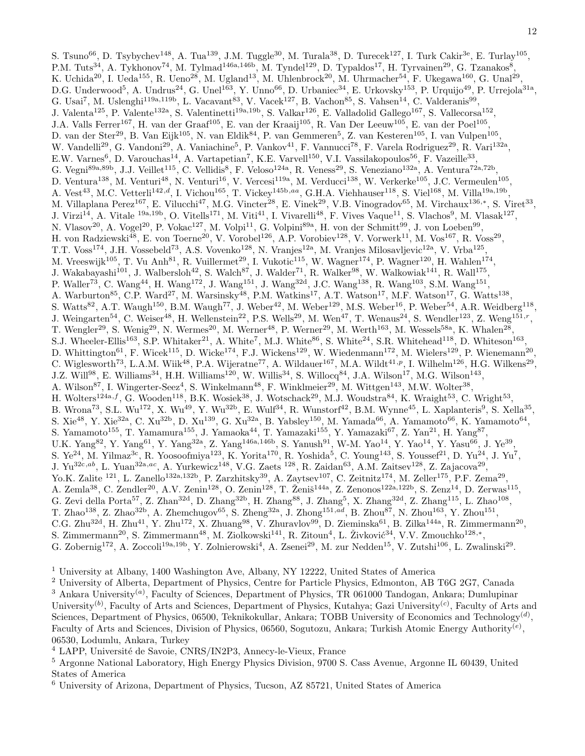S. Tsuno[66], D. Tsybychev[148], A. Tua[139], J.M. Tuggle[30], M. Turala[38], D. Turecek[127], I. Turk Cakir[3e], E. Turlay[105], P.M. Tuts[34], A. Tykhonov[74], M. Tylmad[146a,146b], M. Tyndel[129], D. Typaldos[17], H. Tyrvainen[29], G. Tzanakos[8], K. Uchida[20], I. Ueda[155], R. Ueno[28], M. Ugland[13], M. Uhlenbrock[20], M. Uhrmacher[54], F. Ukegawa[160], G. Unal[29], D.G. Underwood[5], A. Undrus[24], G. Unel[163], Y. Unno[66], D. Urbaniec[34], E. Urkovsky[153], P. Urquijo[49], P. Urrejola[31a], G. Usai[7], M. Uslenghi[119a,119b], L. Vacavant[83], V. Vacek[127], B. Vachon[85], S. Vahsen[14], C. Valderanis[99], J. Valenta[125], P. Valente[132a], S. Valentinetti[19a,19b], S. Valkar[126], E. Valladolid Gallego[167], S. Vallecorsa[152], J.A. Valls Ferrer[167], H. van der Graaf[105], E. van der Kraaij[105], R. Van Der Leeuw[105], E. van der Poel[105], D. van der Ster[29], B. Van Eijk[105], N. van Eldik[84], P. van Gemmeren[5], Z. van Kesteren[105], I. van Vulpen[105], W. Vandelli[29], G. Vandoni[29], A. Vaniachine[5], P. Vankov[41], F. Vannucci[78], F. Varela Rodriguez[29], R. Vari[132a], E.W. Varnes[6], D. Varouchas[14], A. Vartapetian[7], K.E. Varvell[150], V.I. Vassilakopoulos[56], F. Vazeille[33], G. Vegni[89a,89b], J.J. Veillet[115], C. Vellidis[8], F. Veloso[124a], R. Veness[29], S. Veneziano[132a], A. Ventura[72a,72b], D. Ventura[138], M. Venturi[48], N. Venturi[16], V. Vercesi[119a], M. Verducci[138], W. Verkerke[105], J.C. Vermeulen[105], A. Vest[43], M.C. Vetterli[142,d], I. Vichou[165], T. Vickey[145b,aa], G.H.A. Viehhauser[118], S. Viel[168], M. Villa[19a,19b], M. Villaplana Perez[167], E. Vilucchi[47], M.G. Vincter[28], E. Vinek[29], V.B. Vinogradov[65], M. Virchaux[136,*], S. Viret[33], J. Virzi[14], A. Vitale [19a,19b], O. Vitells[171], M. Viti[41], I. Vivarelli[48], F. Vives Vaque[11], S. Vlachos[9], M. Vlasak[127], N. Vlasov[20], A. Vogel[20], P. Vokac[127], M. Volpi[11], G. Volpini[89a], H. von der Schmitt[99], J. von Loeben[99], H. von Radziewski[48], E. von Toerne[20], V. Vorobel[126], A.P. Vorobiev[128], V. Vorwerk[11], M. Vos[167], R. Voss[29], T.T. Voss[174], J.H. Vossebeld[73], A.S. Vovenko[128], N. Vranjes[12a], M. Vranjes Milosavljevic[12a], V. Vrba[125], M. Vreeswijk[105], T. Vu Anh[81], R. Vuillermet[29], I. Vukotic[115], W. Wagner[174], P. Wagner[120], H. Wahlen[174], J. Wakabayashi[101], J. Walbersloh[42], S. Walch[87], J. Walder[71], R. Walker[98], W. Walkowiak[141], R. Wall[175], P. Waller[73], C. Wang[44], H. Wang[172], J. Wang[151], J. Wang[32d], J.C. Wang[138], R. Wang[103], S.M. Wang[151], A. Warburton[85], C.P. Ward[27], M. Warsinsky[48], P.M. Watkins[17], A.T. Watson[17], M.F. Watson[17], G. Watts[138], S. Watts[82], A.T. Waugh[150], B.M. Waugh[77], J. Weber[42], M. Weber[129], M.S. Weber[16], P. Weber[54], A.R. Weidberg[118], J. Weingarten[54], C. Weiser[48], H. Wellenstein[22], P.S. Wells[29], M. Wen[47], T. Wenaus[24], S. Wendler[123], Z. Weng[151,r], T. Wengler[29], S. Wenig[29], N. Wermes[20], M. Werner[48], P. Werner[29], M. Werth[163], M. Wessels[58a], K. Whalen[28], S.J. Wheeler-Ellis[163], S.P. Whitaker[21], A. White[7], M.J. White[86], S. White[24], S.R. Whitehead[118], D. Whiteson[163], D. Whittington[61], F. Wicek[115], D. Wicke[174], F.J. Wickens[129], W. Wiedenmann[172], M. Wielers[129], P. Wienemann[20], C. Wiglesworth[73], L.A.M. Wiik[48], P.A. Wijeratne[77], A. Wildauer[167], M.A. Wildt[41,p], I. Wilhelm[126], H.G. Wilkens[29], J.Z. Will[98], E. Williams[34], H.H. Williams[120], W. Willis[34], S. Willocq[84], J.A. Wilson[17], M.G. Wilson[143], A. Wilson[87], I. Wingerter-Seez[4], S. Winkelmann[48], F. Winklmeier[29], M. Wittgen[143], M.W. Wolter[38], H. Wolters[124a,f], G. Wooden[118], B.K. Wosiek[38], J. Wotschack[29], M.J. Woudstra[84], K. Wraight[53], C. Wright[53], B. Wrona[73], S.L. Wu[172], X. Wu[49], Y. Wu[32b], E. Wulf[34], R. Wunstorf[42], B.M. Wynne[45], L. Xaplanteris[9], S. Xella[35], S. Xie[48], Y. Xie[32a], C. Xu[32b], D. Xu[139], G. Xu[32a], B. Yabsley[150], M. Yamada[66], A. Yamamoto[66], K. Yamamoto[64], S. Yamamoto[155], T. Yamamura[155], J. Yamaoka[44], T. Yamazaki[155], Y. Yamazaki[67], Z. Yan[21], H. Yang[87], U.K. Yang[82], Y. Yang[61], Y. Yang[32a], Z. Yang[146a,146b], S. Yanush[91], W-M. Yao[14], Y. Yao[14], Y. Yasu[66], J. Ye[39], S. Ye[24], M. Yilmaz[3c], R. Yoosoofmiya[123], K. Yorita[170], R. Yoshida[5], C. Young[143], S. Youssef[21], D. Yu[24], J. Yu[7], J. Yu[32c,ab], L. Yuan[32a,ac], A. Yurkewicz[148], V.G. Zaets [128], R. Zaidan[63], A.M. Zaitsev[128], Z. Zajacova[29], Yo.K. Zalite [121], L. Zanello[132a,132b], P. Zarzhitsky[39], A. Zaytsev[107], C. Zeitnitz[174], M. Zeller[175], P.F. Zema[29], A. Zemla[38], C. Zendler[20], A.V. Zenin[128], O. Zenin[128], T. Ženiš[144a], Z. Zenonos[122a,122b], S. Zenz[14], D. Zerwas[115], G. Zevi della Porta[57], Z. Zhan[32d], D. Zhang[32b], H. Zhang[88], J. Zhang[5], X. Zhang[32d], Z. Zhang[115], L. Zhao[108], T. Zhao[138], Z. Zhao[32b], A. Zhemchugov[65], S. Zheng[32a], J. Zhong[151,ad], B. Zhou[87], N. Zhou[163], Y. Zhou[151], C.G. Zhu[32d], H. Zhu[41], Y. Zhu[172], X. Zhuang[98], V. Zhuravlov[99], D. Zieminska[61], B. Zilka[144a], R. Zimmermann[20], S. Zimmermann[20], S. Zimmermann[48], M. Ziolkowski[141], R. Zitoun[4], L. Živković[34], V.V. Zmouchko[128,*], G. Zobernig[172], A. Zoccoli[19a,19b], Y. Zolnierowski[4], A. Zsenei[29], M. zur Nedden[15], V. Zutshi[106], L. Zwalinski[29].

[1] University at Albany, 1400 Washington Ave, Albany, NY 12222, United States of America
[2] University of Alberta, Department of Physics, Centre for Particle Physics, Edmonton, AB T6G 2G7, Canada
[3] Ankara University[(a)], Faculty of Sciences, Department of Physics, TR 061000 Tandogan, Ankara; Dumlupinar University[(b)], Faculty of Arts and Sciences, Department of Physics, Kutahya; Gazi University[(c)], Faculty of Arts and Sciences, Department of Physics, 06500, Teknikokullar, Ankara; TOBB University of Economics and Technology[(d)], Faculty of Arts and Sciences, Division of Physics, 06560, Sogutozu, Ankara; Turkish Atomic Energy Authority[(e)], 06530, Lodumlu, Ankara, Turkey
[4] LAPP, Université de Savoie, CNRS/IN2P3, Annecy-le-Vieux, France
[5] Argonne National Laboratory, High Energy Physics Division, 9700 S. Cass Avenue, Argonne IL 60439, United States of America
[6] University of Arizona, Department of Physics, Tucson, AZ 85721, United States of America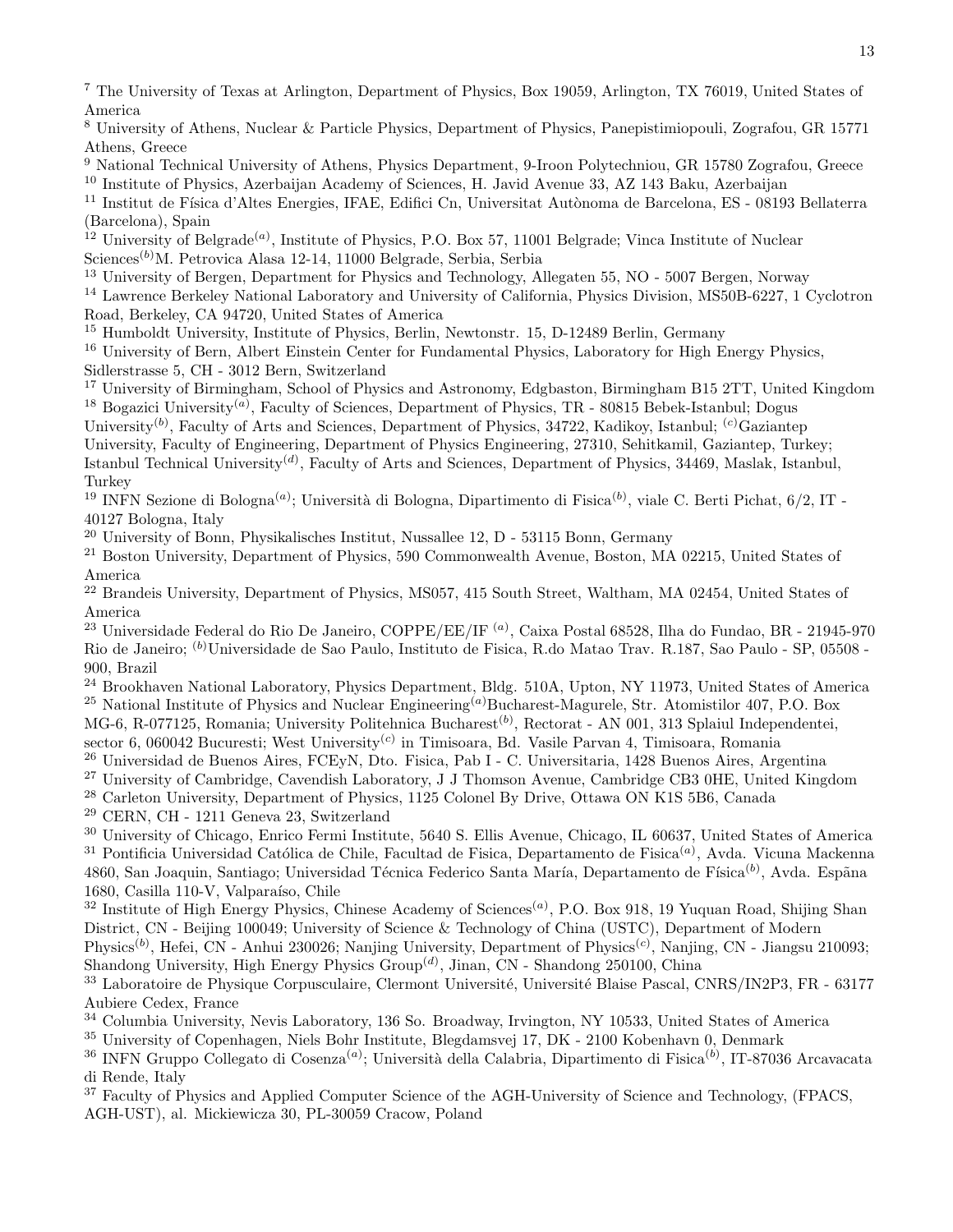[7] The University of Texas at Arlington, Department of Physics, Box 19059, Arlington, TX 76019, United States of America

[8] University of Athens, Nuclear & Particle Physics, Department of Physics, Panepistimiopouli, Zografou, GR 15771 Athens, Greece

[9] National Technical University of Athens, Physics Department, 9-Iroon Polytechniou, GR 15780 Zografou, Greece

[10] Institute of Physics, Azerbaijan Academy of Sciences, H. Javid Avenue 33, AZ 143 Baku, Azerbaijan

[11] Institut de Física d'Altes Energies, IFAE, Edifici Cn, Universitat Autònoma de Barcelona, ES - 08193 Bellaterra (Barcelona), Spain

[12] University of Belgrade[(a)], Institute of Physics, P.O. Box 57, 11001 Belgrade; Vinca Institute of Nuclear Sciences[(b)]M. Petrovica Alasa 12-14, 11000 Belgrade, Serbia, Serbia

[13] University of Bergen, Department for Physics and Technology, Allegaten 55, NO - 5007 Bergen, Norway

[14] Lawrence Berkeley National Laboratory and University of California, Physics Division, MS50B-6227, 1 Cyclotron Road, Berkeley, CA 94720, United States of America

[15] Humboldt University, Institute of Physics, Berlin, Newtonstr. 15, D-12489 Berlin, Germany

[16] University of Bern, Albert Einstein Center for Fundamental Physics, Laboratory for High Energy Physics, Sidlerstrasse 5, CH - 3012 Bern, Switzerland

[17] University of Birmingham, School of Physics and Astronomy, Edgbaston, Birmingham B15 2TT, United Kingdom

[18] Bogazici University[(a)], Faculty of Sciences, Department of Physics, TR - 80815 Bebek-Istanbul; Dogus University[(b)], Faculty of Arts and Sciences, Department of Physics, 34722, Kadikoy, Istanbul; [(c)]Gaziantep University, Faculty of Engineering, Department of Physics Engineering, 27310, Sehitkamil, Gaziantep, Turkey; Istanbul Technical University[(d)], Faculty of Arts and Sciences, Department of Physics, 34469, Maslak, Istanbul, Turkey

[19] INFN Sezione di Bologna[(a)]; Università di Bologna, Dipartimento di Fisica[(b)], viale C. Berti Pichat, 6/2, IT - 40127 Bologna, Italy

[20] University of Bonn, Physikalisches Institut, Nussallee 12, D - 53115 Bonn, Germany

[21] Boston University, Department of Physics, 590 Commonwealth Avenue, Boston, MA 02215, United States of America

[22] Brandeis University, Department of Physics, MS057, 415 South Street, Waltham, MA 02454, United States of America

[23] Universidade Federal do Rio De Janeiro, COPPE/EE/IF [(a)], Caixa Postal 68528, Ilha do Fundao, BR - 21945-970 Rio de Janeiro; [(b)]Universidade de Sao Paulo, Instituto de Fisica, R.do Matao Trav. R.187, Sao Paulo - SP, 05508 - 900, Brazil

[24] Brookhaven National Laboratory, Physics Department, Bldg. 510A, Upton, NY 11973, United States of America

[25] National Institute of Physics and Nuclear Engineering[(a)]Bucharest-Magurele, Str. Atomistilor 407, P.O. Box MG-6, R-077125, Romania; University Politehnica Bucharest[(b)], Rectorat - AN 001, 313 Splaiul Independentei, sector 6, 060042 Bucuresti; West University[(c)] in Timisoara, Bd. Vasile Parvan 4, Timisoara, Romania

[26] Universidad de Buenos Aires, FCEyN, Dto. Fisica, Pab I - C. Universitaria, 1428 Buenos Aires, Argentina

[27] University of Cambridge, Cavendish Laboratory, J J Thomson Avenue, Cambridge CB3 0HE, United Kingdom

[28] Carleton University, Department of Physics, 1125 Colonel By Drive, Ottawa ON K1S 5B6, Canada

[29] CERN, CH - 1211 Geneva 23, Switzerland

[30] University of Chicago, Enrico Fermi Institute, 5640 S. Ellis Avenue, Chicago, IL 60637, United States of America

[31] Pontificia Universidad Católica de Chile, Facultad de Fisica, Departamento de Fisica[(a)], Avda. Vicuna Mackenna 4860, San Joaquin, Santiago; Universidad Técnica Federico Santa María, Departamento de Física[(b)], Avda. Espãna 1680, Casilla 110-V, Valparaíso, Chile

[32] Institute of High Energy Physics, Chinese Academy of Sciences[(a)], P.O. Box 918, 19 Yuquan Road, Shijing Shan District, CN - Beijing 100049; University of Science & Technology of China (USTC), Department of Modern Physics[(b)], Hefei, CN - Anhui 230026; Nanjing University, Department of Physics[(c)], Nanjing, CN - Jiangsu 210093; Shandong University, High Energy Physics Group[(d)], Jinan, CN - Shandong 250100, China

[33] Laboratoire de Physique Corpusculaire, Clermont Université, Université Blaise Pascal, CNRS/IN2P3, FR - 63177 Aubiere Cedex, France

[34] Columbia University, Nevis Laboratory, 136 So. Broadway, Irvington, NY 10533, United States of America

[35] University of Copenhagen, Niels Bohr Institute, Blegdamsvej 17, DK - 2100 Kobenhavn 0, Denmark

[36] INFN Gruppo Collegato di Cosenza[(a)]; Università della Calabria, Dipartimento di Fisica[(b)], IT-87036 Arcavacata di Rende, Italy

[37] Faculty of Physics and Applied Computer Science of the AGH-University of Science and Technology, (FPACS, AGH-UST), al. Mickiewicza 30, PL-30059 Cracow, Poland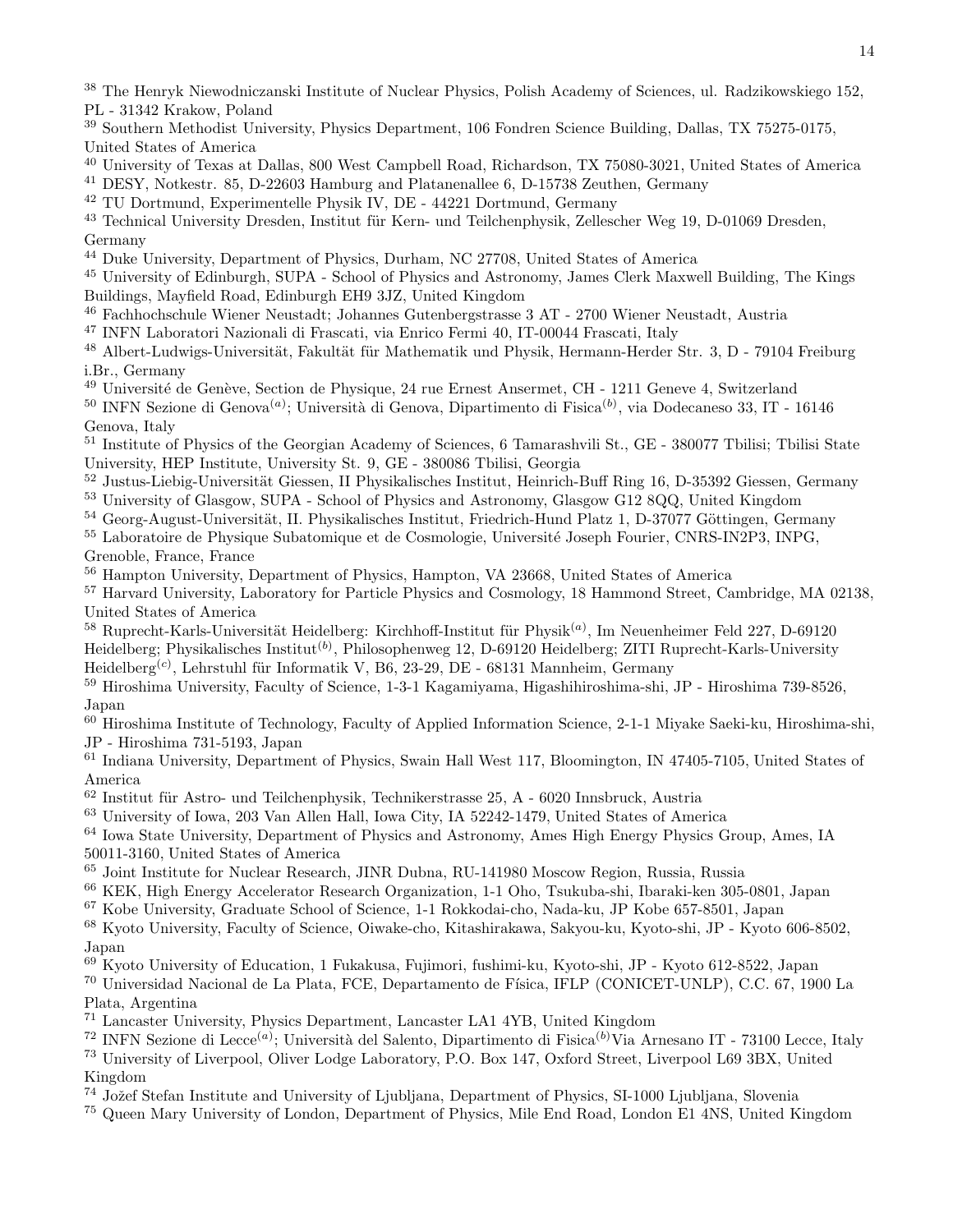[38] The Henryk Niewodniczanski Institute of Nuclear Physics, Polish Academy of Sciences, ul. Radzikowskiego 152, PL - 31342 Krakow, Poland

[39] Southern Methodist University, Physics Department, 106 Fondren Science Building, Dallas, TX 75275-0175, United States of America

[40] University of Texas at Dallas, 800 West Campbell Road, Richardson, TX 75080-3021, United States of America

[41] DESY, Notkestr. 85, D-22603 Hamburg and Platanenallee 6, D-15738 Zeuthen, Germany

[42] TU Dortmund, Experimentelle Physik IV, DE - 44221 Dortmund, Germany

[43] Technical University Dresden, Institut für Kern- und Teilchenphysik, Zellescher Weg 19, D-01069 Dresden, Germany

[44] Duke University, Department of Physics, Durham, NC 27708, United States of America

[45] University of Edinburgh, SUPA - School of Physics and Astronomy, James Clerk Maxwell Building, The Kings Buildings, Mayfield Road, Edinburgh EH9 3JZ, United Kingdom

[46] Fachhochschule Wiener Neustadt; Johannes Gutenbergstrasse 3 AT - 2700 Wiener Neustadt, Austria

[47] INFN Laboratori Nazionali di Frascati, via Enrico Fermi 40, IT-00044 Frascati, Italy

[48] Albert-Ludwigs-Universität, Fakultät für Mathematik und Physik, Hermann-Herder Str. 3, D - 79104 Freiburg i.Br., Germany

[49] Université de Genève, Section de Physique, 24 rue Ernest Ansermet, CH - 1211 Geneve 4, Switzerland

[50] INFN Sezione di Genova[(a)]; Università di Genova, Dipartimento di Fisica[(b)], via Dodecaneso 33, IT - 16146 Genova, Italy

[51] Institute of Physics of the Georgian Academy of Sciences, 6 Tamarashvili St., GE - 380077 Tbilisi; Tbilisi State University, HEP Institute, University St. 9, GE - 380086 Tbilisi, Georgia

[52] Justus-Liebig-Universität Giessen, II Physikalisches Institut, Heinrich-Buff Ring 16, D-35392 Giessen, Germany

[53] University of Glasgow, SUPA - School of Physics and Astronomy, Glasgow G12 8QQ, United Kingdom

[54] Georg-August-Universität, II. Physikalisches Institut, Friedrich-Hund Platz 1, D-37077 Göttingen, Germany

[55] Laboratoire de Physique Subatomique et de Cosmologie, Université Joseph Fourier, CNRS-IN2P3, INPG, Grenoble, France, France

[56] Hampton University, Department of Physics, Hampton, VA 23668, United States of America

[57] Harvard University, Laboratory for Particle Physics and Cosmology, 18 Hammond Street, Cambridge, MA 02138, United States of America

[58] Ruprecht-Karls-Universität Heidelberg: Kirchhoff-Institut für Physik[(a)], Im Neuenheimer Feld 227, D-69120 Heidelberg; Physikalisches Institut[(b)], Philosophenweg 12, D-69120 Heidelberg; ZITI Ruprecht-Karls-University Heidelberg[(c)], Lehrstuhl für Informatik V, B6, 23-29, DE - 68131 Mannheim, Germany

[59] Hiroshima University, Faculty of Science, 1-3-1 Kagamiyama, Higashihiroshima-shi, JP - Hiroshima 739-8526, Japan

[60] Hiroshima Institute of Technology, Faculty of Applied Information Science, 2-1-1 Miyake Saeki-ku, Hiroshima-shi, JP - Hiroshima 731-5193, Japan

[61] Indiana University, Department of Physics, Swain Hall West 117, Bloomington, IN 47405-7105, United States of America

[62] Institut für Astro- und Teilchenphysik, Technikerstrasse 25, A - 6020 Innsbruck, Austria

[63] University of Iowa, 203 Van Allen Hall, Iowa City, IA 52242-1479, United States of America

[64] Iowa State University, Department of Physics and Astronomy, Ames High Energy Physics Group, Ames, IA 50011-3160, United States of America

[65] Joint Institute for Nuclear Research, JINR Dubna, RU-141980 Moscow Region, Russia, Russia

[66] KEK, High Energy Accelerator Research Organization, 1-1 Oho, Tsukuba-shi, Ibaraki-ken 305-0801, Japan

[67] Kobe University, Graduate School of Science, 1-1 Rokkodai-cho, Nada-ku, JP Kobe 657-8501, Japan

[68] Kyoto University, Faculty of Science, Oiwake-cho, Kitashirakawa, Sakyou-ku, Kyoto-shi, JP - Kyoto 606-8502, Japan

[69] Kyoto University of Education, 1 Fukakusa, Fujimori, fushimi-ku, Kyoto-shi, JP - Kyoto 612-8522, Japan

[70] Universidad Nacional de La Plata, FCE, Departamento de Física, IFLP (CONICET-UNLP), C.C. 67, 1900 La Plata, Argentina

[71] Lancaster University, Physics Department, Lancaster LA1 4YB, United Kingdom

[72] INFN Sezione di Lecce[(a)]; Università del Salento, Dipartimento di Fisica[(b)]Via Arnesano IT - 73100 Lecce, Italy

[73] University of Liverpool, Oliver Lodge Laboratory, P.O. Box 147, Oxford Street, Liverpool L69 3BX, United Kingdom

[74] Jožef Stefan Institute and University of Ljubljana, Department of Physics, SI-1000 Ljubljana, Slovenia

[75] Queen Mary University of London, Department of Physics, Mile End Road, London E1 4NS, United Kingdom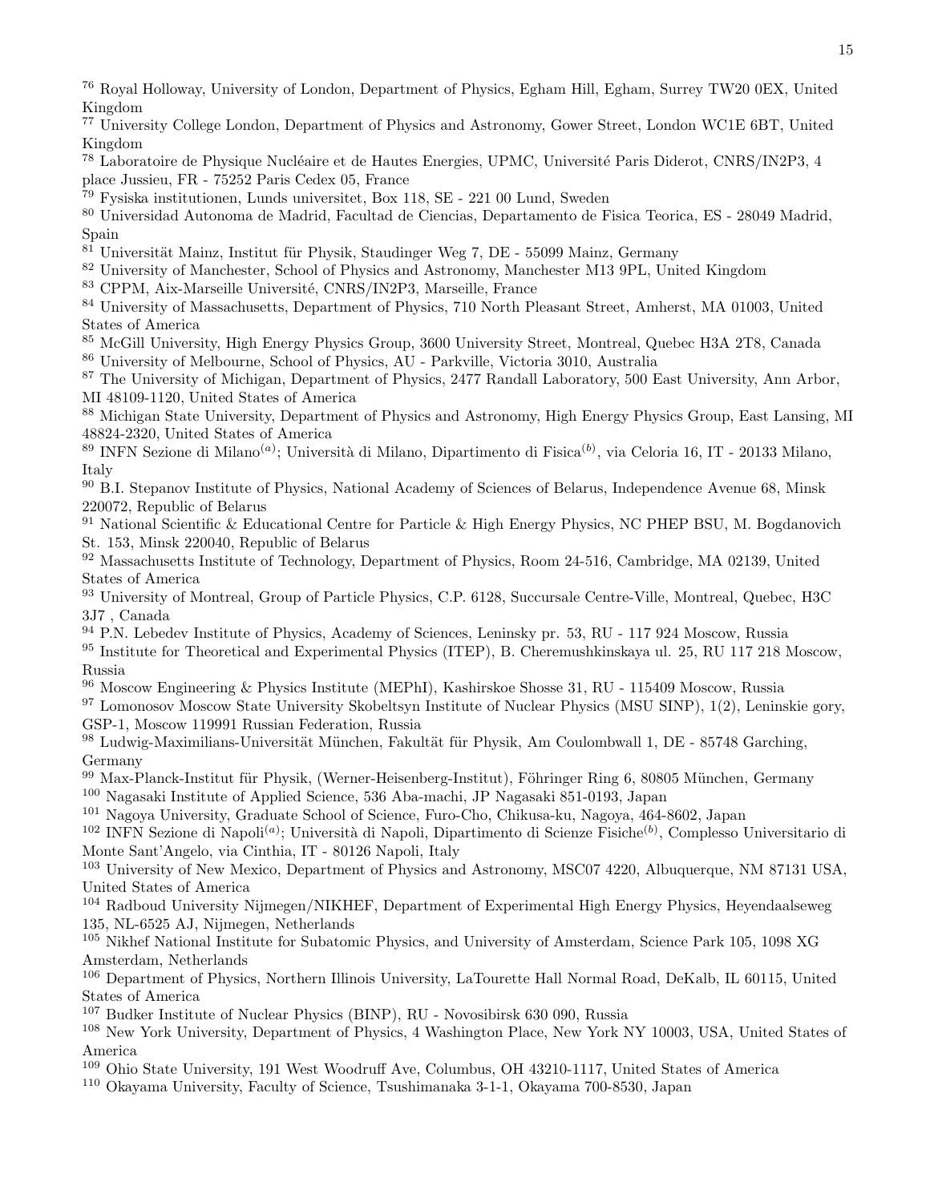[76] Royal Holloway, University of London, Department of Physics, Egham Hill, Egham, Surrey TW20 0EX, United Kingdom
[77] University College London, Department of Physics and Astronomy, Gower Street, London WC1E 6BT, United Kingdom
[78] Laboratoire de Physique Nucléaire et de Hautes Energies, UPMC, Université Paris Diderot, CNRS/IN2P3, 4 place Jussieu, FR - 75252 Paris Cedex 05, France
[79] Fysiska institutionen, Lunds universitet, Box 118, SE - 221 00 Lund, Sweden
[80] Universidad Autonoma de Madrid, Facultad de Ciencias, Departamento de Fisica Teorica, ES - 28049 Madrid, Spain
[81] Universität Mainz, Institut für Physik, Staudinger Weg 7, DE - 55099 Mainz, Germany
[82] University of Manchester, School of Physics and Astronomy, Manchester M13 9PL, United Kingdom
[83] CPPM, Aix-Marseille Université, CNRS/IN2P3, Marseille, France
[84] University of Massachusetts, Department of Physics, 710 North Pleasant Street, Amherst, MA 01003, United States of America
[85] McGill University, High Energy Physics Group, 3600 University Street, Montreal, Quebec H3A 2T8, Canada
[86] University of Melbourne, School of Physics, AU - Parkville, Victoria 3010, Australia
[87] The University of Michigan, Department of Physics, 2477 Randall Laboratory, 500 East University, Ann Arbor, MI 48109-1120, United States of America
[88] Michigan State University, Department of Physics and Astronomy, High Energy Physics Group, East Lansing, MI 48824-2320, United States of America
[89] INFN Sezione di Milano[(a)]; Università di Milano, Dipartimento di Fisica[(b)], via Celoria 16, IT - 20133 Milano, Italy
[90] B.I. Stepanov Institute of Physics, National Academy of Sciences of Belarus, Independence Avenue 68, Minsk 220072, Republic of Belarus
[91] National Scientific & Educational Centre for Particle & High Energy Physics, NC PHEP BSU, M. Bogdanovich St. 153, Minsk 220040, Republic of Belarus
[92] Massachusetts Institute of Technology, Department of Physics, Room 24-516, Cambridge, MA 02139, United States of America
[93] University of Montreal, Group of Particle Physics, C.P. 6128, Succursale Centre-Ville, Montreal, Quebec, H3C 3J7 , Canada
[94] P.N. Lebedev Institute of Physics, Academy of Sciences, Leninsky pr. 53, RU - 117 924 Moscow, Russia
[95] Institute for Theoretical and Experimental Physics (ITEP), B. Cheremushkinskaya ul. 25, RU 117 218 Moscow, Russia
[96] Moscow Engineering & Physics Institute (MEPhI), Kashirskoe Shosse 31, RU - 115409 Moscow, Russia
[97] Lomonosov Moscow State University Skobeltsyn Institute of Nuclear Physics (MSU SINP), 1(2), Leninskie gory, GSP-1, Moscow 119991 Russian Federation, Russia
[98] Ludwig-Maximilians-Universität München, Fakultät für Physik, Am Coulombwall 1, DE - 85748 Garching, Germany
[99] Max-Planck-Institut für Physik, (Werner-Heisenberg-Institut), Föhringer Ring 6, 80805 München, Germany
[100] Nagasaki Institute of Applied Science, 536 Aba-machi, JP Nagasaki 851-0193, Japan
[101] Nagoya University, Graduate School of Science, Furo-Cho, Chikusa-ku, Nagoya, 464-8602, Japan
[102] INFN Sezione di Napoli[(a)]; Università di Napoli, Dipartimento di Scienze Fisiche[(b)], Complesso Universitario di Monte Sant'Angelo, via Cinthia, IT - 80126 Napoli, Italy
[103] University of New Mexico, Department of Physics and Astronomy, MSC07 4220, Albuquerque, NM 87131 USA, United States of America
[104] Radboud University Nijmegen/NIKHEF, Department of Experimental High Energy Physics, Heyendaalseweg 135, NL-6525 AJ, Nijmegen, Netherlands
[105] Nikhef National Institute for Subatomic Physics, and University of Amsterdam, Science Park 105, 1098 XG Amsterdam, Netherlands
[106] Department of Physics, Northern Illinois University, LaTourette Hall Normal Road, DeKalb, IL 60115, United States of America
[107] Budker Institute of Nuclear Physics (BINP), RU - Novosibirsk 630 090, Russia
[108] New York University, Department of Physics, 4 Washington Place, New York NY 10003, USA, United States of America
[109] Ohio State University, 191 West Woodruff Ave, Columbus, OH 43210-1117, United States of America
[110] Okayama University, Faculty of Science, Tsushimanaka 3-1-1, Okayama 700-8530, Japan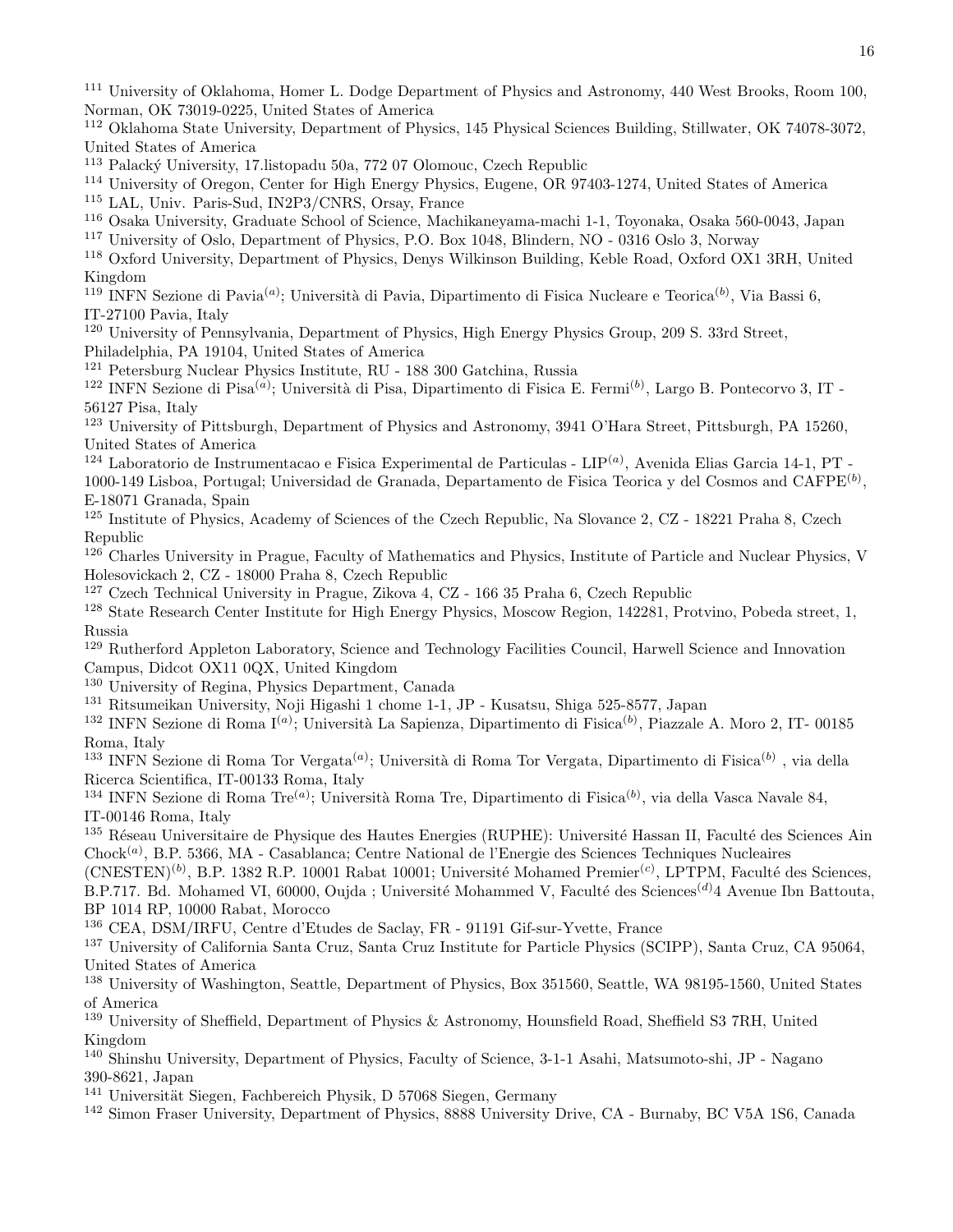[111] University of Oklahoma, Homer L. Dodge Department of Physics and Astronomy, 440 West Brooks, Room 100, Norman, OK 73019-0225, United States of America

[112] Oklahoma State University, Department of Physics, 145 Physical Sciences Building, Stillwater, OK 74078-3072, United States of America

[113] Palacký University, 17.listopadu 50a, 772 07 Olomouc, Czech Republic

[114] University of Oregon, Center for High Energy Physics, Eugene, OR 97403-1274, United States of America

[115] LAL, Univ. Paris-Sud, IN2P3/CNRS, Orsay, France

[116] Osaka University, Graduate School of Science, Machikaneyama-machi 1-1, Toyonaka, Osaka 560-0043, Japan

[117] University of Oslo, Department of Physics, P.O. Box 1048, Blindern, NO - 0316 Oslo 3, Norway

[118] Oxford University, Department of Physics, Denys Wilkinson Building, Keble Road, Oxford OX1 3RH, United Kingdom

[119] INFN Sezione di Pavia[(a)]; Università di Pavia, Dipartimento di Fisica Nucleare e Teorica[(b)], Via Bassi 6, IT-27100 Pavia, Italy

[120] University of Pennsylvania, Department of Physics, High Energy Physics Group, 209 S. 33rd Street, Philadelphia, PA 19104, United States of America

[121] Petersburg Nuclear Physics Institute, RU - 188 300 Gatchina, Russia

[122] INFN Sezione di Pisa[(a)]; Università di Pisa, Dipartimento di Fisica E. Fermi[(b)], Largo B. Pontecorvo 3, IT - 56127 Pisa, Italy

[123] University of Pittsburgh, Department of Physics and Astronomy, 3941 O'Hara Street, Pittsburgh, PA 15260, United States of America

[124] Laboratorio de Instrumentacao e Fisica Experimental de Particulas - LIP[(a)], Avenida Elias Garcia 14-1, PT - 1000-149 Lisboa, Portugal; Universidad de Granada, Departamento de Fisica Teorica y del Cosmos and CAFPE[(b)], E-18071 Granada, Spain

[125] Institute of Physics, Academy of Sciences of the Czech Republic, Na Slovance 2, CZ - 18221 Praha 8, Czech Republic

[126] Charles University in Prague, Faculty of Mathematics and Physics, Institute of Particle and Nuclear Physics, V Holesovickach 2, CZ - 18000 Praha 8, Czech Republic

[127] Czech Technical University in Prague, Zikova 4, CZ - 166 35 Praha 6, Czech Republic

[128] State Research Center Institute for High Energy Physics, Moscow Region, 142281, Protvino, Pobeda street, 1, Russia

[129] Rutherford Appleton Laboratory, Science and Technology Facilities Council, Harwell Science and Innovation Campus, Didcot OX11 0QX, United Kingdom

[130] University of Regina, Physics Department, Canada

[131] Ritsumeikan University, Noji Higashi 1 chome 1-1, JP - Kusatsu, Shiga 525-8577, Japan

[132] INFN Sezione di Roma I[(a)]; Università La Sapienza, Dipartimento di Fisica[(b)], Piazzale A. Moro 2, IT- 00185 Roma, Italy

[133] INFN Sezione di Roma Tor Vergata[(a)]; Università di Roma Tor Vergata, Dipartimento di Fisica[(b)] , via della Ricerca Scientifica, IT-00133 Roma, Italy

[134] INFN Sezione di Roma Tre[(a)]; Università Roma Tre, Dipartimento di Fisica[(b)], via della Vasca Navale 84, IT-00146 Roma, Italy

[135] Réseau Universitaire de Physique des Hautes Energies (RUPHE): Université Hassan II, Faculté des Sciences Ain Chock[(a)], B.P. 5366, MA - Casablanca; Centre National de l'Energie des Sciences Techniques Nucleaires (CNESTEN)[(b)], B.P. 1382 R.P. 10001 Rabat 10001; Université Mohamed Premier[(c)], LPTPM, Faculté des Sciences, B.P.717. Bd. Mohamed VI, 60000, Oujda ; Université Mohammed V, Faculté des Sciences[(d)]4 Avenue Ibn Battouta, BP 1014 RP, 10000 Rabat, Morocco

[136] CEA, DSM/IRFU, Centre d'Etudes de Saclay, FR - 91191 Gif-sur-Yvette, France

[137] University of California Santa Cruz, Santa Cruz Institute for Particle Physics (SCIPP), Santa Cruz, CA 95064, United States of America

[138] University of Washington, Seattle, Department of Physics, Box 351560, Seattle, WA 98195-1560, United States of America

[139] University of Sheffield, Department of Physics & Astronomy, Hounsfield Road, Sheffield S3 7RH, United Kingdom

[140] Shinshu University, Department of Physics, Faculty of Science, 3-1-1 Asahi, Matsumoto-shi, JP - Nagano 390-8621, Japan

[141] Universität Siegen, Fachbereich Physik, D 57068 Siegen, Germany

[142] Simon Fraser University, Department of Physics, 8888 University Drive, CA - Burnaby, BC V5A 1S6, Canada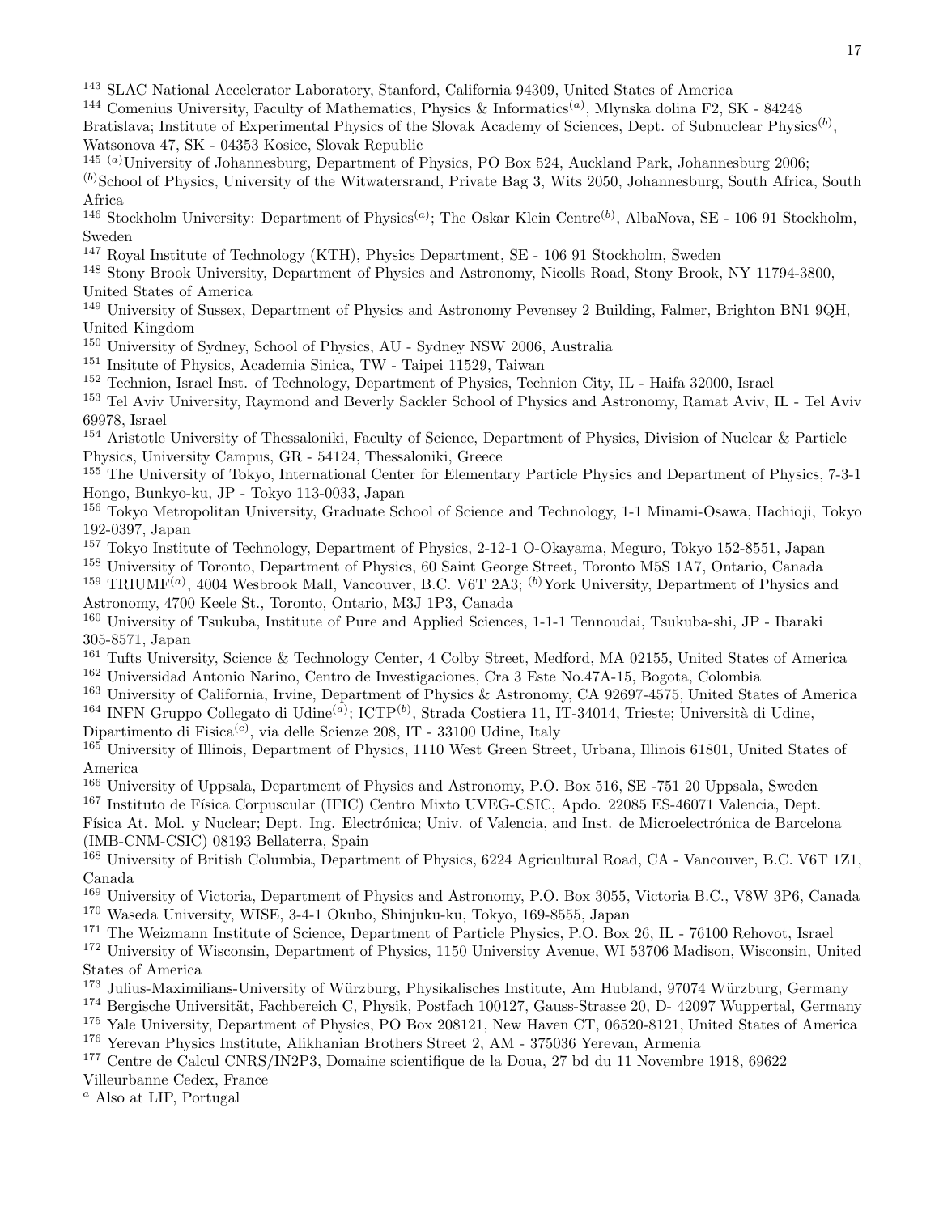[143] SLAC National Accelerator Laboratory, Stanford, California 94309, United States of America
[144] Comenius University, Faculty of Mathematics, Physics & Informatics[(a)], Mlynska dolina F2, SK - 84248 Bratislava; Institute of Experimental Physics of the Slovak Academy of Sciences, Dept. of Subnuclear Physics[(b)], Watsonova 47, SK - 04353 Kosice, Slovak Republic
[145] [(a)]University of Johannesburg, Department of Physics, PO Box 524, Auckland Park, Johannesburg 2006; [(b)]School of Physics, University of the Witwatersrand, Private Bag 3, Wits 2050, Johannesburg, South Africa, South Africa
[146] Stockholm University: Department of Physics[(a)]; The Oskar Klein Centre[(b)], AlbaNova, SE - 106 91 Stockholm, Sweden
[147] Royal Institute of Technology (KTH), Physics Department, SE - 106 91 Stockholm, Sweden
[148] Stony Brook University, Department of Physics and Astronomy, Nicolls Road, Stony Brook, NY 11794-3800, United States of America
[149] University of Sussex, Department of Physics and Astronomy Pevensey 2 Building, Falmer, Brighton BN1 9QH, United Kingdom
[150] University of Sydney, School of Physics, AU - Sydney NSW 2006, Australia
[151] Insitute of Physics, Academia Sinica, TW - Taipei 11529, Taiwan
[152] Technion, Israel Inst. of Technology, Department of Physics, Technion City, IL - Haifa 32000, Israel
[153] Tel Aviv University, Raymond and Beverly Sackler School of Physics and Astronomy, Ramat Aviv, IL - Tel Aviv 69978, Israel
[154] Aristotle University of Thessaloniki, Faculty of Science, Department of Physics, Division of Nuclear & Particle Physics, University Campus, GR - 54124, Thessaloniki, Greece
[155] The University of Tokyo, International Center for Elementary Particle Physics and Department of Physics, 7-3-1 Hongo, Bunkyo-ku, JP - Tokyo 113-0033, Japan
[156] Tokyo Metropolitan University, Graduate School of Science and Technology, 1-1 Minami-Osawa, Hachioji, Tokyo 192-0397, Japan
[157] Tokyo Institute of Technology, Department of Physics, 2-12-1 O-Okayama, Meguro, Tokyo 152-8551, Japan
[158] University of Toronto, Department of Physics, 60 Saint George Street, Toronto M5S 1A7, Ontario, Canada
[159] TRIUMF[(a)], 4004 Wesbrook Mall, Vancouver, B.C. V6T 2A3; [(b)]York University, Department of Physics and Astronomy, 4700 Keele St., Toronto, Ontario, M3J 1P3, Canada
[160] University of Tsukuba, Institute of Pure and Applied Sciences, 1-1-1 Tennoudai, Tsukuba-shi, JP - Ibaraki 305-8571, Japan
[161] Tufts University, Science & Technology Center, 4 Colby Street, Medford, MA 02155, United States of America
[162] Universidad Antonio Narino, Centro de Investigaciones, Cra 3 Este No.47A-15, Bogota, Colombia
[163] University of California, Irvine, Department of Physics & Astronomy, CA 92697-4575, United States of America
[164] INFN Gruppo Collegato di Udine[(a)]; ICTP[(b)], Strada Costiera 11, IT-34014, Trieste; Università di Udine, Dipartimento di Fisica[(c)], via delle Scienze 208, IT - 33100 Udine, Italy
[165] University of Illinois, Department of Physics, 1110 West Green Street, Urbana, Illinois 61801, United States of America
[166] University of Uppsala, Department of Physics and Astronomy, P.O. Box 516, SE -751 20 Uppsala, Sweden
[167] Instituto de Física Corpuscular (IFIC) Centro Mixto UVEG-CSIC, Apdo. 22085 ES-46071 Valencia, Dept. Física At. Mol. y Nuclear; Dept. Ing. Electrónica; Univ. of Valencia, and Inst. de Microelectrónica de Barcelona (IMB-CNM-CSIC) 08193 Bellaterra, Spain
[168] University of British Columbia, Department of Physics, 6224 Agricultural Road, CA - Vancouver, B.C. V6T 1Z1, Canada
[169] University of Victoria, Department of Physics and Astronomy, P.O. Box 3055, Victoria B.C., V8W 3P6, Canada
[170] Waseda University, WISE, 3-4-1 Okubo, Shinjuku-ku, Tokyo, 169-8555, Japan
[171] The Weizmann Institute of Science, Department of Particle Physics, P.O. Box 26, IL - 76100 Rehovot, Israel
[172] University of Wisconsin, Department of Physics, 1150 University Avenue, WI 53706 Madison, Wisconsin, United States of America
[173] Julius-Maximilians-University of Würzburg, Physikalisches Institute, Am Hubland, 97074 Würzburg, Germany
[174] Bergische Universität, Fachbereich C, Physik, Postfach 100127, Gauss-Strasse 20, D- 42097 Wuppertal, Germany
[175] Yale University, Department of Physics, PO Box 208121, New Haven CT, 06520-8121, United States of America
[176] Yerevan Physics Institute, Alikhanian Brothers Street 2, AM - 375036 Yerevan, Armenia
[177] Centre de Calcul CNRS/IN2P3, Domaine scientifique de la Doua, 27 bd du 11 Novembre 1918, 69622 Villeurbanne Cedex, France
[a] Also at LIP, Portugal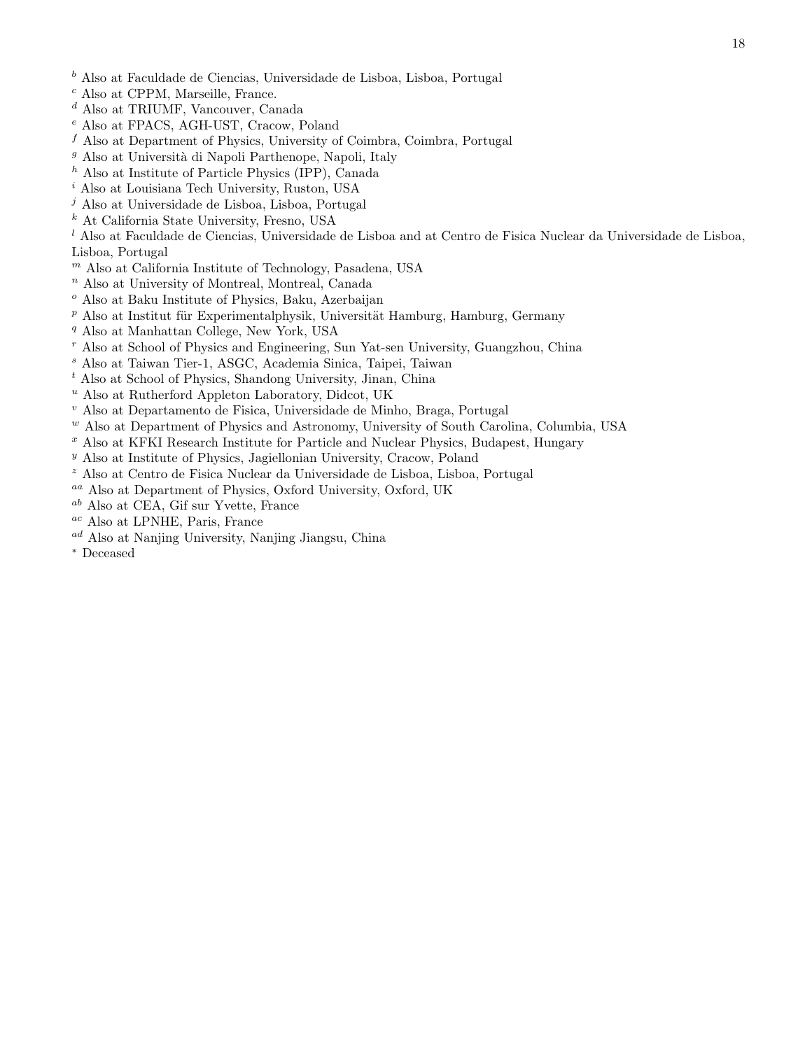[b] Also at Faculdade de Ciencias, Universidade de Lisboa, Lisboa, Portugal
[c] Also at CPPM, Marseille, France.
[d] Also at TRIUMF, Vancouver, Canada
[e] Also at FPACS, AGH-UST, Cracow, Poland
[f] Also at Department of Physics, University of Coimbra, Coimbra, Portugal
[g] Also at Università di Napoli Parthenope, Napoli, Italy
[h] Also at Institute of Particle Physics (IPP), Canada
[i] Also at Louisiana Tech University, Ruston, USA
[j] Also at Universidade de Lisboa, Lisboa, Portugal
[k] At California State University, Fresno, USA
[l] Also at Faculdade de Ciencias, Universidade de Lisboa and at Centro de Fisica Nuclear da Universidade de Lisboa, Lisboa, Portugal
[m] Also at California Institute of Technology, Pasadena, USA
[n] Also at University of Montreal, Montreal, Canada
[o] Also at Baku Institute of Physics, Baku, Azerbaijan
[p] Also at Institut für Experimentalphysik, Universität Hamburg, Hamburg, Germany
[q] Also at Manhattan College, New York, USA
[r] Also at School of Physics and Engineering, Sun Yat-sen University, Guangzhou, China
[s] Also at Taiwan Tier-1, ASGC, Academia Sinica, Taipei, Taiwan
[t] Also at School of Physics, Shandong University, Jinan, China
[u] Also at Rutherford Appleton Laboratory, Didcot, UK
[v] Also at Departamento de Fisica, Universidade de Minho, Braga, Portugal
[w] Also at Department of Physics and Astronomy, University of South Carolina, Columbia, USA
[x] Also at KFKI Research Institute for Particle and Nuclear Physics, Budapest, Hungary
[y] Also at Institute of Physics, Jagiellonian University, Cracow, Poland
[z] Also at Centro de Fisica Nuclear da Universidade de Lisboa, Lisboa, Portugal
[aa] Also at Department of Physics, Oxford University, Oxford, UK
[ab] Also at CEA, Gif sur Yvette, France
[ac] Also at LPNHE, Paris, France
[ad] Also at Nanjing University, Nanjing Jiangsu, China
[*] Deceased